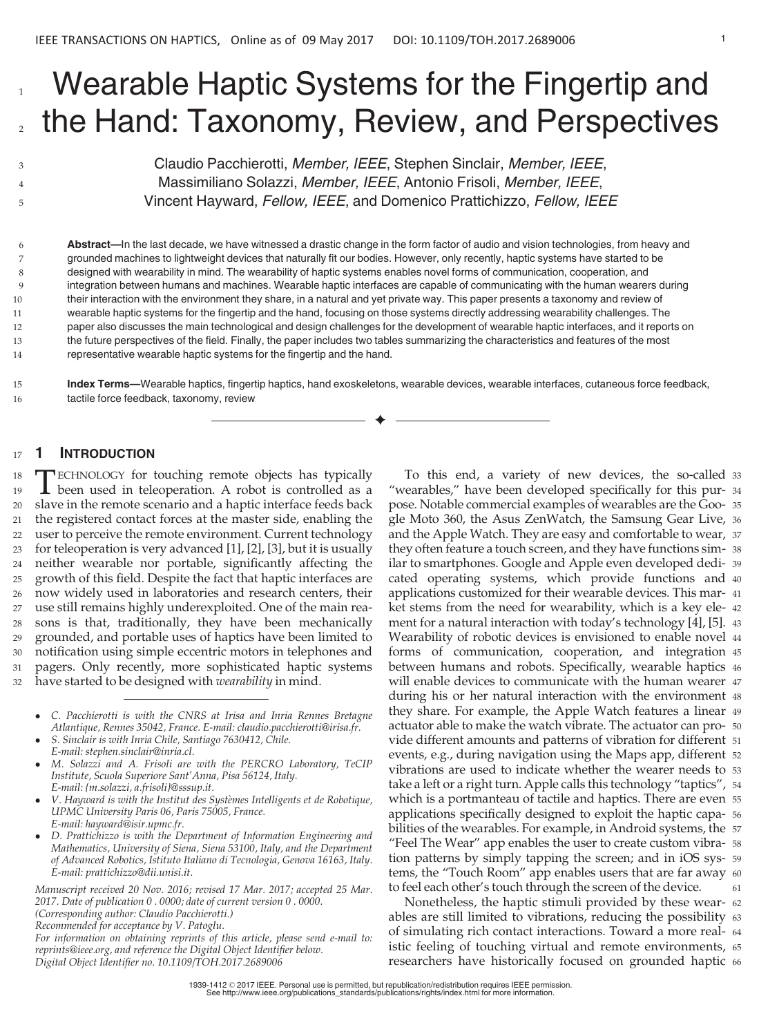# Wearable Haptic Systems for the Fingertip and the Hand: Taxonomy, Review, and Perspectives

Claudio Pacchierotti, *Member, IEEE*, Stephen Sinclair, *Member, IEEE*, Massimiliano Solazzi, *Member, IEEE*, Antonio Frisoli, *Member, IEEE*, Vincent Hayward, *Fellow, IEEE*, and Domenico Prattichizzo, *Fellow, IEEE*

**Abstract**—In the last decade, we have witnessed a drastic change in the form factor of audio and vision technologies, from heavy and grounded machines to lightweight devices that naturally fit our bodies. However, only recently, haptic systems have started to be designed with wearability in mind. The wearability of haptic systems enables novel forms of communication, cooperation, and integration between humans and machines. Wearable haptic interfaces are capable of communicating with the human wearers during their interaction with the environment they share, in a natural and yet private way. This paper presents a taxonomy and review of wearable haptic systems for the fingertip and the hand, focusing on those systems directly addressing wearability challenges. The paper also discusses the main technological and design challenges for the development of wearable haptic interfaces, and it reports on the future perspectives of the field. Finally, the paper includes two tables summarizing the characteristics and features of the most representative wearable haptic systems for the fingertip and the hand.

**Index Terms**—Wearable haptics, fingertip haptics, hand exoskeletons, wearable devices, wearable interfaces, cutaneous force feedback, tactile force feedback, taxonomy, review

## 1 Introduction

Technology for touching remote objects has typically been used in teleoperation. A robot is controlled as a slave in the remote scenario and a haptic interface feeds back the registered contact forces at the master side, enabling the user to perceive the remote environment. Current technology for teleoperation is very advanced [1], [2], [3], but it is usually neither wearable nor portable, significantly affecting the growth of this field. Despite the fact that haptic interfaces are now widely used in laboratories and research centers, their use still remains highly underexploited. One of the main reasons is that, traditionally, they have been mechanically grounded, and portable uses of haptics have been limited to notification using simple eccentric motors in telephones and pagers. Only recently, more sophisticated haptic systems have started to be designed with *wearability* in mind.

- C. Pacchierotti is with the CNRS at Irisa and Inria Rennes Bretagne Atlantique, Rennes 35042, France. E-mail: claudio.pacchierotti@irisa.fr.
- S. Sinclair is with Inria Chile, Santiago 7630412, Chile. E-mail: stephen.sinclair@inria.cl.
- M. Solazzi and A. Frisoli are with the PERCRO Laboratory, TeCIP Institute, Scuola Superiore Sant'Anna, Pisa 56124, Italy. E-mail: {m.solazzi, a.frisoli}@sssup.it.
- V. Hayward is with the Institut des Systèmes Intelligents et de Robotique, UPMC University Paris 06, Paris 75005, France. E-mail: hayward@isir.upmc.fr.
- D. Prattichizzo is with the Department of Information Engineering and Mathematics, University of Siena, Siena 53100, Italy, and the Department of Advanced Robotics, Istituto Italiano di Tecnologia, Genova 16163, Italy. E-mail: prattichizzo@dii.unisi.it.

*Manuscript received 20 Nov. 2016; revised 17 Mar. 2017; accepted 25 Mar. 2017. Date of publication 0 . 0000; date of current version 0 . 0000. (Corresponding author: Claudio Pacchierotti.) Recommended for acceptance by V. Patoglu. For information on obtaining reprints of this article, please send e-mail to: reprints@ieee.org, and reference the Digital Object Identifier below. Digital Object Identifier no. 10.1109/TOH.2017.2689006*

To this end, a variety of new devices, the so-called "wearables," have been developed specifically for this purpose. Notable commercial examples of wearables are the Google Moto 360, the Asus ZenWatch, the Samsung Gear Live, and the Apple Watch. They are easy and comfortable to wear, they often feature a touch screen, and they have functions similar to smartphones. Google and Apple even developed dedicated operating systems, which provide functions and applications customized for their wearable devices. This market stems from the need for wearability, which is a key element for a natural interaction with today's technology [4], [5]. Wearability of robotic devices is envisioned to enable novel forms of communication, cooperation, and integration between humans and robots. Specifically, wearable haptics will enable devices to communicate with the human wearer during his or her natural interaction with the environment they share. For example, the Apple Watch features a linear actuator able to make the watch vibrate. The actuator can provide different amounts and patterns of vibration for different events, e.g., during navigation using the Maps app, different vibrations are used to indicate whether the wearer needs to take a left or a right turn. Apple calls this technology "taptics", which is a portmanteau of tactile and haptics. There are even applications specifically designed to exploit the haptic capabilities of the wearables. For example, in Android systems, the "Feel The Wear" app enables the user to create custom vibration patterns by simply tapping the screen; and in iOS systems, the "Touch Room" app enables users that are far away to feel each other's touch through the screen of the device.

Nonetheless, the haptic stimuli provided by these wearables are still limited to vibrations, reducing the possibility of simulating rich contact interactions. Toward a more realistic feeling of touching virtual and remote environments, researchers have historically focused on grounded haptic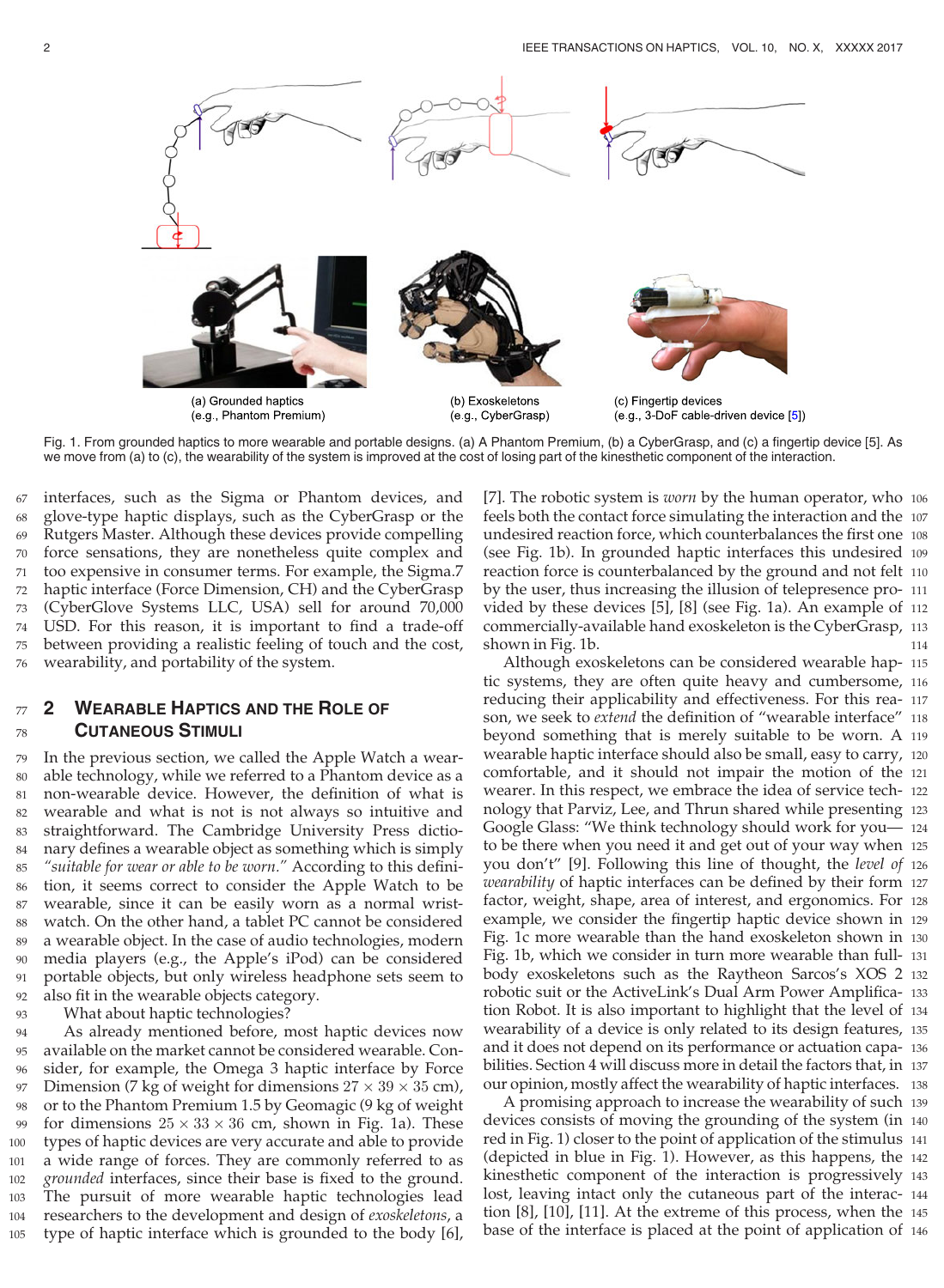(a) Grounded haptics (e.g., Phantom Premium)

(b) Exoskeletons (e.g., CyberGrasp)

(c) Fingertip devices (e.g., 3-DoF cable-driven device [5])

Fig. 1. From grounded haptics to more wearable and portable designs. (a) A Phantom Premium, (b) a CyberGrasp, and (c) a fingertip device [5]. As we move from (a) to (c), the wearability of the system is improved at the cost of losing part of the kinesthetic component of the interaction.

interfaces, such as the Sigma or Phantom devices, and glove-type haptic displays, such as the CyberGrasp or the Rutgers Master. Although these devices provide compelling force sensations, they are nonetheless quite complex and too expensive in consumer terms. For example, the Sigma.7 haptic interface (Force Dimension, CH) and the CyberGrasp (CyberGlove Systems LLC, USA) sell for around 70,000 USD. For this reason, it is important to find a trade-off between providing a realistic feeling of touch and the cost, wearability, and portability of the system.

## 2 Wearable Haptics and the Role of Cutaneous Stimuli

In the previous section, we called the Apple Watch a wearable technology, while we referred to a Phantom device as a non-wearable device. However, the definition of what is wearable and what is not is not always so intuitive and straightforward. The Cambridge University Press dictionary defines a wearable object as something which is simply *"suitable for wear or able to be worn."* According to this definition, it seems correct to consider the Apple Watch to be wearable, since it can be easily worn as a normal wristwatch. On the other hand, a tablet PC cannot be considered a wearable object. In the case of audio technologies, modern media players (e.g., the Apple's iPod) can be considered portable objects, but only wireless headphone sets seem to also fit in the wearable objects category.

What about haptic technologies?

As already mentioned before, most haptic devices now available on the market cannot be considered wearable. Consider, for example, the Omega 3 haptic interface by Force Dimension (7 kg of weight for dimensions $27 \times 39 \times 35$ cm), or to the Phantom Premium 1.5 by Geomagic (9 kg of weight for dimensions $25 \times 33 \times 36$ cm, shown in Fig. 1a). These types of haptic devices are very accurate and able to provide a wide range of forces. They are commonly referred to as *grounded* interfaces, since their base is fixed to the ground. The pursuit of more wearable haptic technologies lead researchers to the development and design of *exoskeletons*, a type of haptic interface which is grounded to the body [6], [7]. The robotic system is *worn* by the human operator, who feels both the contact force simulating the interaction and the undesired reaction force, which counterbalances the first one (see Fig. 1b). In grounded haptic interfaces this undesired reaction force is counterbalanced by the ground and not felt by the user, thus increasing the illusion of telepresence provided by these devices [5], [8] (see Fig. 1a). An example of commercially-available hand exoskeleton is the CyberGrasp, shown in Fig. 1b.

Although exoskeletons can be considered wearable haptic systems, they are often quite heavy and cumbersome, reducing their applicability and effectiveness. For this reason, we seek to *extend* the definition of "wearable interface" beyond something that is merely suitable to be worn. A wearable haptic interface should also be small, easy to carry, comfortable, and it should not impair the motion of the wearer. In this respect, we embrace the idea of service technology that Parviz, Lee, and Thrun shared while presenting Google Glass: "We think technology should work for you— to be there when you need it and get out of your way when you don't" [9]. Following this line of thought, the *level of wearability* of haptic interfaces can be defined by their form factor, weight, shape, area of interest, and ergonomics. For example, we consider the fingertip haptic device shown in Fig. 1c more wearable than the hand exoskeleton shown in Fig. 1b, which we consider in turn more wearable than full-body exoskeletons such as the Raytheon Sarcos's XOS 2 robotic suit or the ActiveLink's Dual Arm Power Amplification Robot. It is also important to highlight that the level of wearability of a device is only related to its design features, and it does not depend on its performance or actuation capabilities. Section 4 will discuss more in detail the factors that, in our opinion, mostly affect the wearability of haptic interfaces.

A promising approach to increase the wearability of such devices consists of moving the grounding of the system (in red in Fig. 1) closer to the point of application of the stimulus (depicted in blue in Fig. 1). However, as this happens, the kinesthetic component of the interaction is progressively lost, leaving intact only the cutaneous part of the interaction [8], [10], [11]. At the extreme of this process, when the base of the interface is placed at the point of application of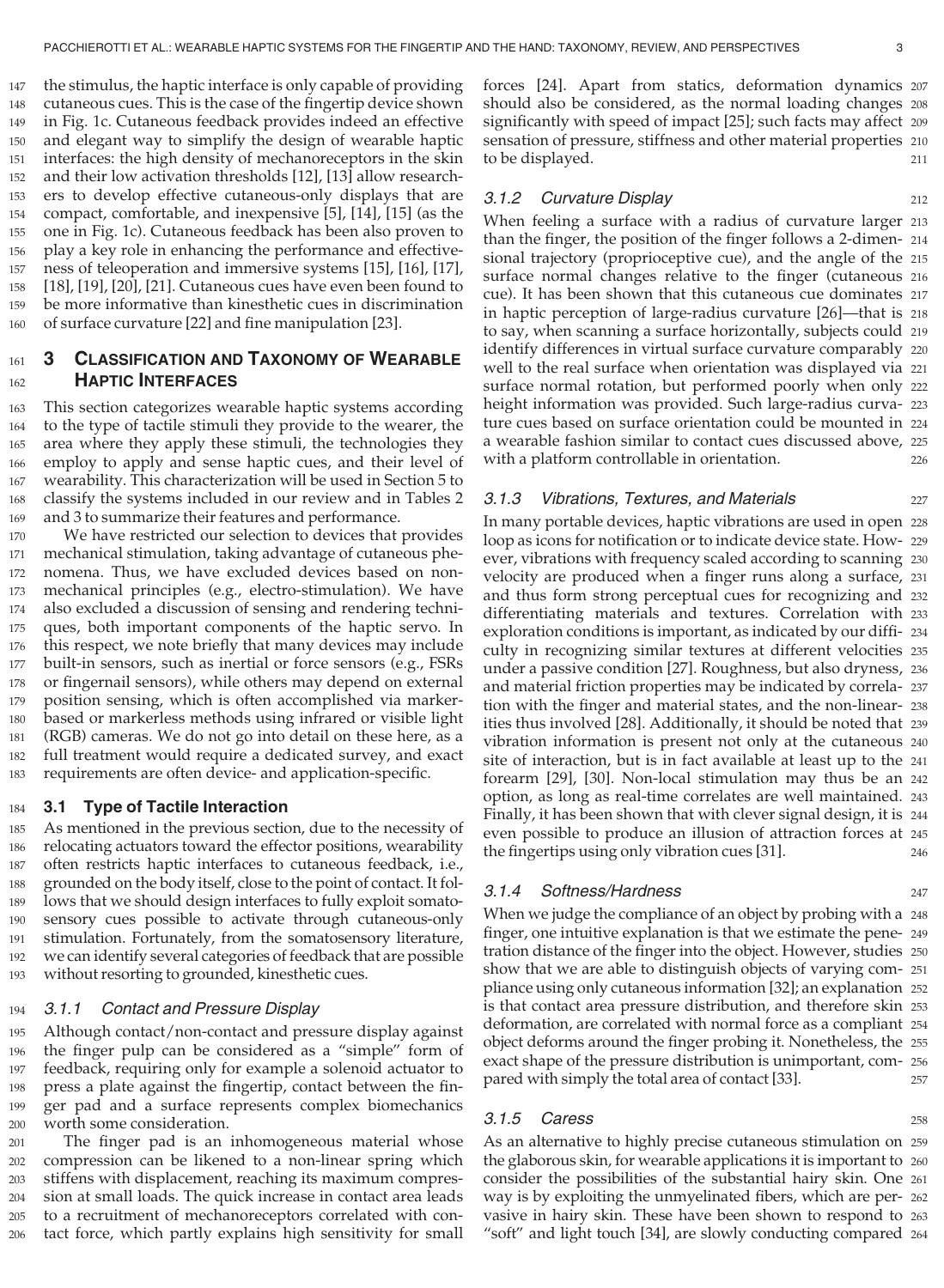the stimulus, the haptic interface is only capable of providing cutaneous cues. This is the case of the fingertip device shown in Fig. 1c. Cutaneous feedback provides indeed an effective and elegant way to simplify the design of wearable haptic interfaces: the high density of mechanoreceptors in the skin and their low activation thresholds [12], [13] allow researchers to develop effective cutaneous-only displays that are compact, comfortable, and inexpensive [5], [14], [15] (as the one in Fig. 1c). Cutaneous feedback has been also proven to play a key role in enhancing the performance and effectiveness of teleoperation and immersive systems [15], [16], [17], [18], [19], [20], [21]. Cutaneous cues have even been found to be more informative than kinesthetic cues in discrimination of surface curvature [22] and fine manipulation [23].

## 3 Classification and Taxonomy of Wearable Haptic Interfaces

This section categorizes wearable haptic systems according to the type of tactile stimuli they provide to the wearer, the area where they apply these stimuli, the technologies they employ to apply and sense haptic cues, and their level of wearability. This characterization will be used in Section 5 to classify the systems included in our review and in Tables 2 and 3 to summarize their features and performance.

We have restricted our selection to devices that provides mechanical stimulation, taking advantage of cutaneous phenomena. Thus, we have excluded devices based on non-mechanical principles (e.g., electro-stimulation). We have also excluded a discussion of sensing and rendering techniques, both important components of the haptic servo. In this respect, we note briefly that many devices may include built-in sensors, such as inertial or force sensors (e.g., FSRs or fingernail sensors), while others may depend on external position sensing, which is often accomplished via marker-based or markerless methods using infrared or visible light (RGB) cameras. We do not go into detail on these here, as a full treatment would require a dedicated survey, and exact requirements are often device- and application-specific.

### 3.1 Type of Tactile Interaction

As mentioned in the previous section, due to the necessity of relocating actuators toward the effector positions, wearability often restricts haptic interfaces to cutaneous feedback, i.e., grounded on the body itself, close to the point of contact. It follows that we should design interfaces to fully exploit somatosensory cues possible to activate through cutaneous-only stimulation. Fortunately, from the somatosensory literature, we can identify several categories of feedback that are possible without resorting to grounded, kinesthetic cues.

#### *3.1.1 Contact and Pressure Display*

Although contact/non-contact and pressure display against the finger pulp can be considered as a "simple" form of feedback, requiring only for example a solenoid actuator to press a plate against the fingertip, contact between the finger pad and a surface represents complex biomechanics worth some consideration.

The finger pad is an inhomogeneous material whose compression can be likened to a non-linear spring which stiffens with displacement, reaching its maximum compression at small loads. The quick increase in contact area leads to a recruitment of mechanoreceptors correlated with contact force, which partly explains high sensitivity for small forces [24]. Apart from statics, deformation dynamics should also be considered, as the normal loading changes significantly with speed of impact [25]; such facts may affect sensation of pressure, stiffness and other material properties to be displayed.

#### *3.1.2 Curvature Display*

When feeling a surface with a radius of curvature larger than the finger, the position of the finger follows a 2-dimensional trajectory (proprioceptive cue), and the angle of the surface normal changes relative to the finger (cutaneous cue). It has been shown that this cutaneous cue dominates in haptic perception of large-radius curvature [26]—that is to say, when scanning a surface horizontally, subjects could identify differences in virtual surface curvature comparably well to the real surface when orientation was displayed via surface normal rotation, but performed poorly when only height information was provided. Such large-radius curvature cues based on surface orientation could be mounted in a wearable fashion similar to contact cues discussed above, with a platform controllable in orientation.

#### *3.1.3 Vibrations, Textures, and Materials*

In many portable devices, haptic vibrations are used in open loop as icons for notification or to indicate device state. However, vibrations with frequency scaled according to scanning velocity are produced when a finger runs along a surface, and thus form strong perceptual cues for recognizing and differentiating materials and textures. Correlation with exploration conditions is important, as indicated by our difficulty in recognizing similar textures at different velocities under a passive condition [27]. Roughness, but also dryness, and material friction properties may be indicated by correlation with the finger and material states, and the non-linearities thus involved [28]. Additionally, it should be noted that vibration information is present not only at the cutaneous site of interaction, but is in fact available at least up to the forearm [29], [30]. Non-local stimulation may thus be an option, as long as real-time correlates are well maintained. Finally, it has been shown that with clever signal design, it is even possible to produce an illusion of attraction forces at the fingertips using only vibration cues [31].

#### *3.1.4 Softness/Hardness*

When we judge the compliance of an object by probing with a finger, one intuitive explanation is that we estimate the penetration distance of the finger into the object. However, studies show that we are able to distinguish objects of varying compliance using only cutaneous information [32]; an explanation is that contact area pressure distribution, and therefore skin deformation, are correlated with normal force as a compliant object deforms around the finger probing it. Nonetheless, the exact shape of the pressure distribution is unimportant, compared with simply the total area of contact [33].

#### *3.1.5 Caress*

As an alternative to highly precise cutaneous stimulation on the glaborous skin, for wearable applications it is important to consider the possibilities of the substantial hairy skin. One way is by exploiting the unmyelinated fibers, which are pervasive in hairy skin. These have been shown to respond to "soft" and light touch [34], are slowly conducting compared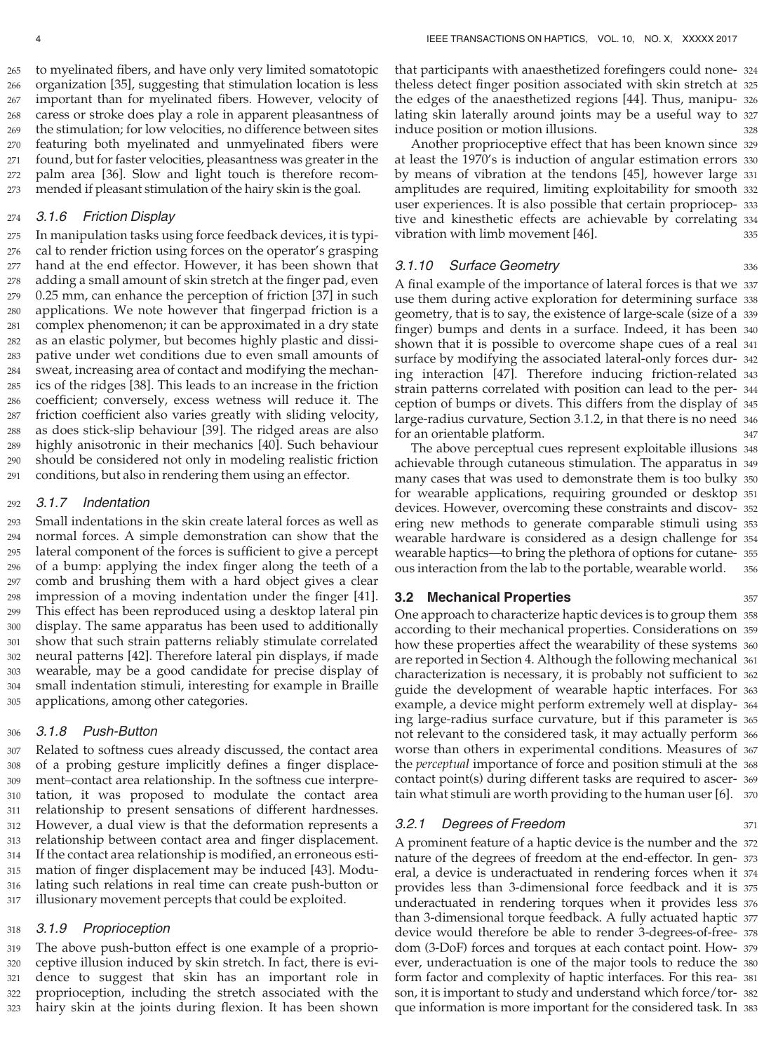to myelinated fibers, and have only very limited somatotopic organization [35], suggesting that stimulation location is less important than for myelinated fibers. However, velocity of caress or stroke does play a role in apparent pleasantness of the stimulation; for low velocities, no difference between sites featuring both myelinated and unmyelinated fibers were found, but for faster velocities, pleasantness was greater in the palm area [36]. Slow and light touch is therefore recommended if pleasant stimulation of the hairy skin is the goal.

### 3.1.6 Friction Display

In manipulation tasks using force feedback devices, it is typical to render friction using forces on the operator's grasping hand at the end effector. However, it has been shown that adding a small amount of skin stretch at the finger pad, even 0.25 mm, can enhance the perception of friction [37] in such applications. We note however that fingerpad friction is a complex phenomenon; it can be approximated in a dry state as an elastic polymer, but becomes highly plastic and dissipative under wet conditions due to even small amounts of sweat, increasing area of contact and modifying the mechanics of the ridges [38]. This leads to an increase in the friction coefficient; conversely, excess wetness will reduce it. The friction coefficient also varies greatly with sliding velocity, as does stick-slip behaviour [39]. The ridged areas are also highly anisotronic in their mechanics [40]. Such behaviour should be considered not only in modeling realistic friction conditions, but also in rendering them using an effector.

### 3.1.7 Indentation

Small indentations in the skin create lateral forces as well as normal forces. A simple demonstration can show that the lateral component of the forces is sufficient to give a percept of a bump: applying the index finger along the teeth of a comb and brushing them with a hard object gives a clear impression of a moving indentation under the finger [41]. This effect has been reproduced using a desktop lateral pin display. The same apparatus has been used to additionally show that such strain patterns reliably stimulate correlated neural patterns [42]. Therefore lateral pin displays, if made wearable, may be a good candidate for precise display of small indentation stimuli, interesting for example in Braille applications, among other categories.

### 3.1.8 Push-Button

Related to softness cues already discussed, the contact area of a probing gesture implicitly defines a finger displacement–contact area relationship. In the softness cue interpretation, it was proposed to modulate the contact area relationship to present sensations of different hardnesses. However, a dual view is that the deformation represents a relationship between contact area and finger displacement. If the contact area relationship is modified, an erroneous estimation of finger displacement may be induced [43]. Modulating such relations in real time can create push-button or illusionary movement percepts that could be exploited.

### 3.1.9 Proprioception

The above push-button effect is one example of a proprioceptive illusion induced by skin stretch. In fact, there is evidence to suggest that skin has an important role in proprioception, including the stretch associated with the hairy skin at the joints during flexion. It has been shown that participants with anaesthetized forefingers could nonetheless detect finger position associated with skin stretch at the edges of the anaesthetized regions [44]. Thus, manipulating skin laterally around joints may be a useful way to induce position or motion illusions.

Another proprioceptive effect that has been known since at least the 1970's is induction of angular estimation errors by means of vibration at the tendons [45], however large amplitudes are required, limiting exploitability for smooth user experiences. It is also possible that certain proprioceptive and kinesthetic effects are achievable by correlating vibration with limb movement [46].

### 3.1.10 Surface Geometry

A final example of the importance of lateral forces is that we use them during active exploration for determining surface geometry, that is to say, the existence of large-scale (size of a finger) bumps and dents in a surface. Indeed, it has been shown that it is possible to overcome shape cues of a real surface by modifying the associated lateral-only forces during interaction [47]. Therefore inducing friction-related strain patterns correlated with position can lead to the perception of bumps or divets. This differs from the display of large-radius curvature, Section 3.1.2, in that there is no need for an orientable platform.

The above perceptual cues represent exploitable illusions achievable through cutaneous stimulation. The apparatus in many cases that was used to demonstrate them is too bulky for wearable applications, requiring grounded or desktop devices. However, overcoming these constraints and discovering new methods to generate comparable stimuli using wearable hardware is considered as a design challenge for wearable haptics—to bring the plethora of options for cutaneous interaction from the lab to the portable, wearable world.

## 3.2 Mechanical Properties

One approach to characterize haptic devices is to group them according to their mechanical properties. Considerations on how these properties affect the wearability of these systems are reported in Section 4. Although the following mechanical characterization is necessary, it is probably not sufficient to guide the development of wearable haptic interfaces. For example, a device might perform extremely well at displaying large-radius surface curvature, but if this parameter is not relevant to the considered task, it may actually perform worse than others in experimental conditions. Measures of the *perceptual* importance of force and position stimuli at the contact point(s) during different tasks are required to ascertain what stimuli are worth providing to the human user [6].

### 3.2.1 Degrees of Freedom

A prominent feature of a haptic device is the number and the nature of the degrees of freedom at the end-effector. In general, a device is underactuated in rendering forces when it provides less than 3-dimensional force feedback and it is underactuated in rendering torques when it provides less than 3-dimensional torque feedback. A fully actuated haptic device would therefore be able to render 3-degrees-of-freedom (3-DoF) forces and torques at each contact point. However, underactuation is one of the major tools to reduce the form factor and complexity of haptic interfaces. For this reason, it is important to study and understand which force/torque information is more important for the considered task. In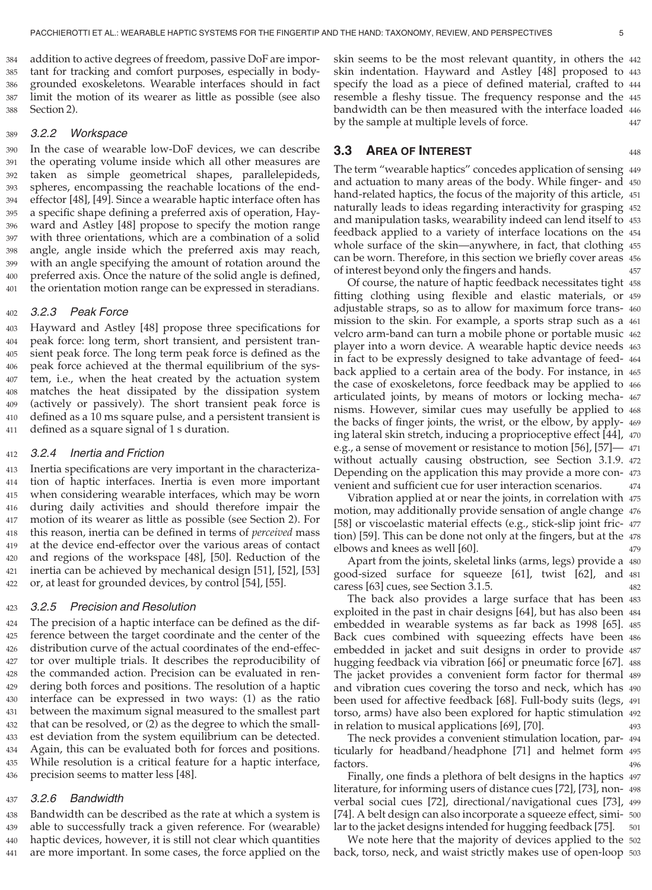addition to active degrees of freedom, passive DoF are important for tracking and comfort purposes, especially in body-grounded exoskeletons. Wearable interfaces should in fact limit the motion of its wearer as little as possible (see also Section 2).

#### 3.2.2 Workspace

In the case of wearable low-DoF devices, we can describe the operating volume inside which all other measures are taken as simple geometrical shapes, parallelepideds, spheres, encompassing the reachable locations of the end-effector [48], [49]. Since a wearable haptic interface often has a specific shape defining a preferred axis of operation, Hayward and Astley [48] propose to specify the motion range with three orientations, which are a combination of a solid angle, angle inside which the preferred axis may reach, with an angle specifying the amount of rotation around the preferred axis. Once the nature of the solid angle is defined, the orientation motion range can be expressed in steradians.

#### 3.2.3 Peak Force

Hayward and Astley [48] propose three specifications for peak force: long term, short transient, and persistent transient peak force. The long term peak force is defined as the peak force achieved at the thermal equilibrium of the system, i.e., when the heat created by the actuation system matches the heat dissipated by the dissipation system (actively or passively). The short transient peak force is defined as a 10 ms square pulse, and a persistent transient is defined as a square signal of 1 s duration.

#### 3.2.4 Inertia and Friction

Inertia specifications are very important in the characterization of haptic interfaces. Inertia is even more important when considering wearable interfaces, which may be worn during daily activities and should therefore impair the motion of its wearer as little as possible (see Section 2). For this reason, inertia can be defined in terms of *perceived* mass at the device end-effector over the various areas of contact and regions of the workspace [48], [50]. Reduction of the inertia can be achieved by mechanical design [51], [52], [53] or, at least for grounded devices, by control [54], [55].

#### 3.2.5 Precision and Resolution

The precision of a haptic interface can be defined as the difference between the target coordinate and the center of the distribution curve of the actual coordinates of the end-effector over multiple trials. It describes the reproducibility of the commanded action. Precision can be evaluated in rendering both forces and positions. The resolution of a haptic interface can be expressed in two ways: (1) as the ratio between the maximum signal measured to the smallest part that can be resolved, or (2) as the degree to which the smallest deviation from the system equilibrium can be detected. Again, this can be evaluated both for forces and positions. While resolution is a critical feature for a haptic interface, precision seems to matter less [48].

#### 3.2.6 Bandwidth

Bandwidth can be described as the rate at which a system is able to successfully track a given reference. For (wearable) haptic devices, however, it is still not clear which quantities are more important. In some cases, the force applied on the skin seems to be the most relevant quantity, in others the skin indentation. Hayward and Astley [48] proposed to specify the load as a piece of defined material, crafted to resemble a fleshy tissue. The frequency response and the bandwidth can be then measured with the interface loaded by the sample at multiple levels of force.

### 3.3 Area of Interest

The term "wearable haptics" concedes application of sensing and actuation to many areas of the body. While finger- and hand-related haptics, the focus of the majority of this article, naturally leads to ideas regarding interactivity for grasping and manipulation tasks, wearability indeed can lend itself to feedback applied to a variety of interface locations on the whole surface of the skin—anywhere, in fact, that clothing can be worn. Therefore, in this section we briefly cover areas of interest beyond only the fingers and hands.

Of course, the nature of haptic feedback necessitates tight fitting clothing using flexible and elastic materials, or adjustable straps, so as to allow for maximum force transmission to the skin. For example, a sports strap such as a velcro arm-band can turn a mobile phone or portable music player into a worn device. A wearable haptic device needs in fact to be expressly designed to take advantage of feedback applied to a certain area of the body. For instance, in the case of exoskeletons, force feedback may be applied to articulated joints, by means of motors or locking mechanisms. However, similar cues may usefully be applied to the backs of finger joints, the wrist, or the elbow, by applying lateral skin stretch, inducing a proprioceptive effect [44], e.g., a sense of movement or resistance to motion [56], [57]—without actually causing obstruction, see Section 3.1.9. Depending on the application this may provide a more convenient and sufficient cue for user interaction scenarios.

Vibration applied at or near the joints, in correlation with motion, may additionally provide sensation of angle change [58] or viscoelastic material effects (e.g., stick-slip joint friction) [59]. This can be done not only at the fingers, but at the elbows and knees as well [60].

Apart from the joints, skeletal links (arms, legs) provide a good-sized surface for squeeze [61], twist [62], and caress [63] cues, see Section 3.1.5.

The back also provides a large surface that has been exploited in the past in chair designs [64], but has also been embedded in wearable systems as far back as 1998 [65]. Back cues combined with squeezing effects have been embedded in jacket and suit designs in order to provide hugging feedback via vibration [66] or pneumatic force [67]. The jacket provides a convenient form factor for thermal and vibration cues covering the torso and neck, which has been used for affective feedback [68]. Full-body suits (legs, torso, arms) have also been explored for haptic stimulation in relation to musical applications [69], [70].

The neck provides a convenient stimulation location, particularly for headband/headphone [71] and helmet form factors.

Finally, one finds a plethora of belt designs in the haptics literature, for informing users of distance cues [72], [73], non-verbal social cues [72], directional/navigational cues [73], [74]. A belt design can also incorporate a squeeze effect, similar to the jacket designs intended for hugging feedback [75].

We note here that the majority of devices applied to the back, torso, neck, and waist strictly makes use of open-loop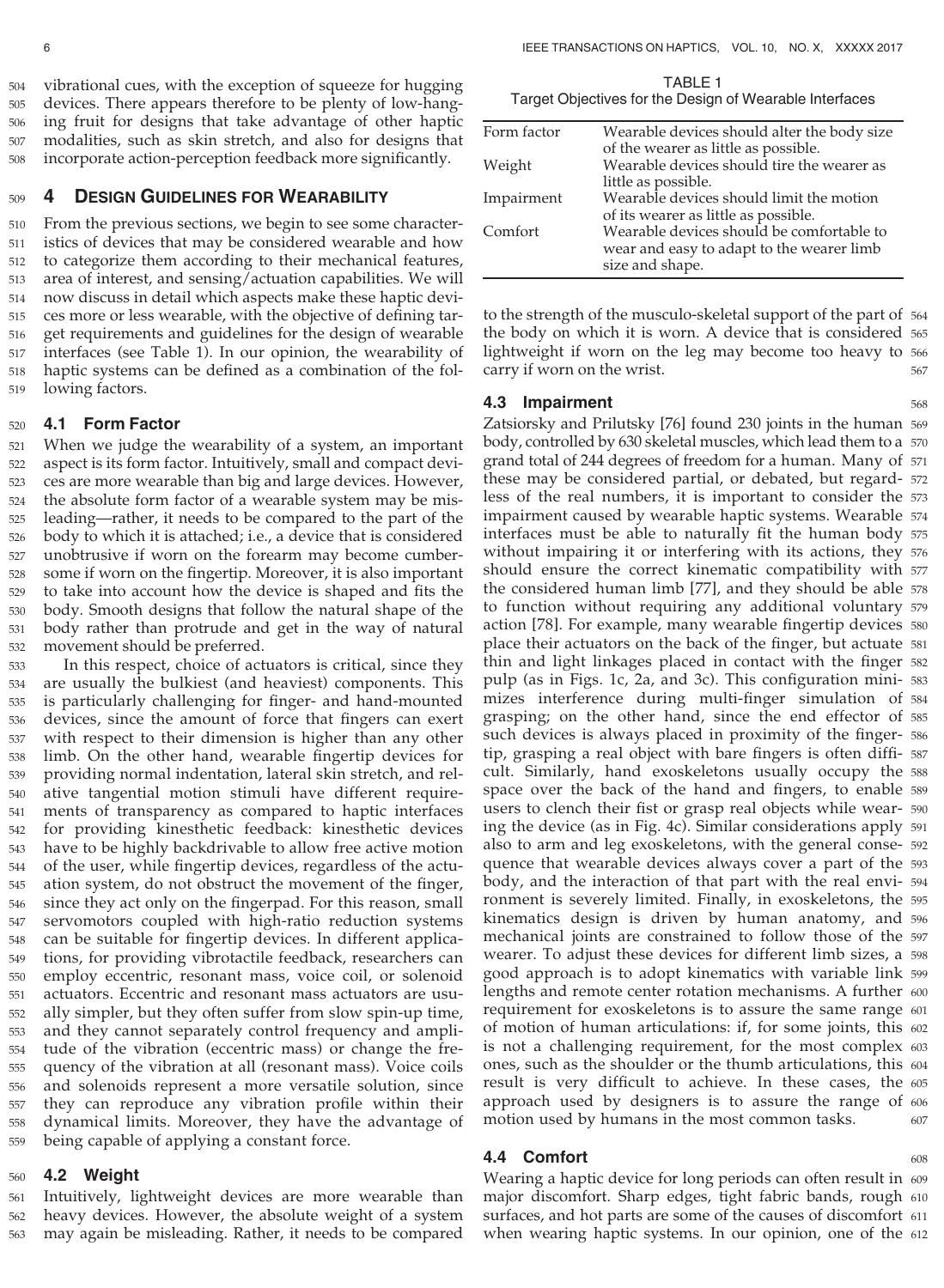vibrational cues, with the exception of squeeze for hugging devices. There appears therefore to be plenty of low-hanging fruit for designs that take advantage of other haptic modalities, such as skin stretch, and also for designs that incorporate action-perception feedback more significantly.

## 4 Design Guidelines for Wearability

From the previous sections, we begin to see some characteristics of devices that may be considered wearable and how to categorize them according to their mechanical features, area of interest, and sensing/actuation capabilities. We will now discuss in detail which aspects make these haptic devices more or less wearable, with the objective of defining target requirements and guidelines for the design of wearable interfaces (see Table 1). In our opinion, the wearability of haptic systems can be defined as a combination of the following factors.

TABLE 1
Target Objectives for the Design of Wearable Interfaces

| | |
|---|---|
| Form factor | Wearable devices should alter the body size of the wearer as little as possible. |
| Weight | Wearable devices should tire the wearer as little as possible. |
| Impairment | Wearable devices should limit the motion of its wearer as little as possible. |
| Comfort | Wearable devices should be comfortable to wear and easy to adapt to the wearer limb size and shape. |

### 4.1 Form Factor

When we judge the wearability of a system, an important aspect is its form factor. Intuitively, small and compact devices are more wearable than big and large devices. However, the absolute form factor of a wearable system may be misleading—rather, it needs to be compared to the part of the body to which it is attached; i.e., a device that is considered unobtrusive if worn on the forearm may become cumbersome if worn on the fingertip. Moreover, it is also important to take into account how the device is shaped and fits the body. Smooth designs that follow the natural shape of the body rather than protrude and get in the way of natural movement should be preferred.

In this respect, choice of actuators is critical, since they are usually the bulkiest (and heaviest) components. This is particularly challenging for finger- and hand-mounted devices, since the amount of force that fingers can exert with respect to their dimension is higher than any other limb. On the other hand, wearable fingertip devices for providing normal indentation, lateral skin stretch, and relative tangential motion stimuli have different requirements of transparency as compared to haptic interfaces for providing kinesthetic feedback: kinesthetic devices have to be highly backdrivable to allow free active motion of the user, while fingertip devices, regardless of the actuation system, do not obstruct the movement of the finger, since they act only on the fingerpad. For this reason, small servomotors coupled with high-ratio reduction systems can be suitable for fingertip devices. In different applications, for providing vibrotactile feedback, researchers can employ eccentric, resonant mass, voice coil, or solenoid actuators. Eccentric and resonant mass actuators are usually simpler, but they often suffer from slow spin-up time, and they cannot separately control frequency and amplitude of the vibration (eccentric mass) or change the frequency of the vibration at all (resonant mass). Voice coils and solenoids represent a more versatile solution, since they can reproduce any vibration profile within their dynamical limits. Moreover, they have the advantage of being capable of applying a constant force.

### 4.2 Weight

Intuitively, lightweight devices are more wearable than heavy devices. However, the absolute weight of a system may again be misleading. Rather, it needs to be compared to the strength of the musculo-skeletal support of the part of the body on which it is worn. A device that is considered lightweight if worn on the leg may become too heavy to carry if worn on the wrist.

### 4.3 Impairment

Zatsiorsky and Prilutsky [76] found 230 joints in the human body, controlled by 630 skeletal muscles, which lead them to a grand total of 244 degrees of freedom for a human. Many of these may be considered partial, or debated, but regardless of the real numbers, it is important to consider the impairment caused by wearable haptic systems. Wearable interfaces must be able to naturally fit the human body without impairing it or interfering with its actions, they should ensure the correct kinematic compatibility with the considered human limb [77], and they should be able to function without requiring any additional voluntary action [78]. For example, many wearable fingertip devices place their actuators on the back of the finger, but actuate thin and light linkages placed in contact with the finger pulp (as in Figs. 1c, 2a, and 3c). This configuration minimizes interference during multi-finger simulation of grasping; on the other hand, since the end effector of such devices is always placed in proximity of the fingertip, grasping a real object with bare fingers is often difficult. Similarly, hand exoskeletons usually occupy the space over the back of the hand and fingers, to enable users to clench their fist or grasp real objects while wearing the device (as in Fig. 4c). Similar considerations apply also to arm and leg exoskeletons, with the general consequence that wearable devices always cover a part of the body, and the interaction of that part with the real environment is severely limited. Finally, in exoskeletons, the kinematics design is driven by human anatomy, and mechanical joints are constrained to follow those of the wearer. To adjust these devices for different limb sizes, a good approach is to adopt kinematics with variable link lengths and remote center rotation mechanisms. A further requirement for exoskeletons is to assure the same range of motion of human articulations: if, for some joints, this is not a challenging requirement, for the most complex ones, such as the shoulder or the thumb articulations, this result is very difficult to achieve. In these cases, the approach used by designers is to assure the range of motion used by humans in the most common tasks.

### 4.4 Comfort

Wearing a haptic device for long periods can often result in major discomfort. Sharp edges, tight fabric bands, rough surfaces, and hot parts are some of the causes of discomfort when wearing haptic systems. In our opinion, one of the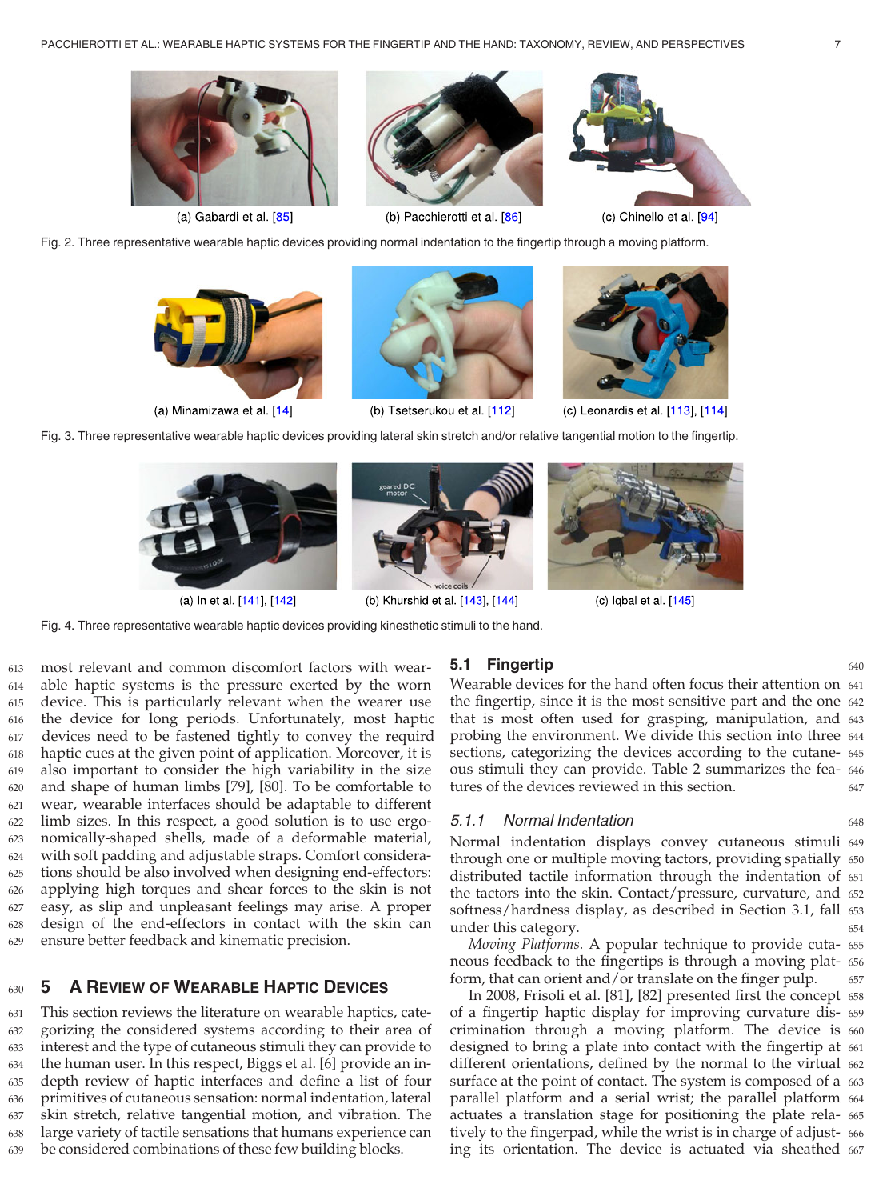(a) Gabardi et al. [85]

(b) Pacchierotti et al. [86]

(c) Chinello et al. [94]

Fig. 2. Three representative wearable haptic devices providing normal indentation to the fingertip through a moving platform.

(a) Minamizawa et al. [14]

(b) Tsetserukou et al. [112]

(c) Leonardis et al. [113], [114]

Fig. 3. Three representative wearable haptic devices providing lateral skin stretch and/or relative tangential motion to the fingertip.

(a) In et al. [141], [142]

(b) Khurshid et al. [143], [144]

(c) Iqbal et al. [145]

Fig. 4. Three representative wearable haptic devices providing kinesthetic stimuli to the hand.

most relevant and common discomfort factors with wearable haptic systems is the pressure exerted by the worn device. This is particularly relevant when the wearer use the device for long periods. Unfortunately, most haptic devices need to be fastened tightly to convey the requird haptic cues at the given point of application. Moreover, it is also important to consider the high variability in the size and shape of human limbs [79], [80]. To be comfortable to wear, wearable interfaces should be adaptable to different limb sizes. In this respect, a good solution is to use ergonomically-shaped shells, made of a deformable material, with soft padding and adjustable straps. Comfort considerations should be also involved when designing end-effectors: applying high torques and shear forces to the skin is not easy, as slip and unpleasant feelings may arise. A proper design of the end-effectors in contact with the skin can ensure better feedback and kinematic precision.

## 5 A Review of Wearable Haptic Devices

This section reviews the literature on wearable haptics, categorizing the considered systems according to their area of interest and the type of cutaneous stimuli they can provide to the human user. In this respect, Biggs et al. [6] provide an in-depth review of haptic interfaces and define a list of four primitives of cutaneous sensation: normal indentation, lateral skin stretch, relative tangential motion, and vibration. The large variety of tactile sensations that humans experience can be considered combinations of these few building blocks.

### 5.1 Fingertip

Wearable devices for the hand often focus their attention on the fingertip, since it is the most sensitive part and the one that is most often used for grasping, manipulation, and probing the environment. We divide this section into three sections, categorizing the devices according to the cutaneous stimuli they can provide. Table 2 summarizes the features of the devices reviewed in this section.

#### 5.1.1 Normal Indentation

Normal indentation displays convey cutaneous stimuli through one or multiple moving tactors, providing spatially distributed tactile information through the indentation of the tactors into the skin. Contact/pressure, curvature, and softness/hardness display, as described in Section 3.1, fall under this category.

*Moving Platforms.* A popular technique to provide cutaneous feedback to the fingertips is through a moving platform, that can orient and/or translate on the finger pulp.

In 2008, Frisoli et al. [81], [82] presented first the concept of a fingertip haptic display for improving curvature discrimination through a moving platform. The device is designed to bring a plate into contact with the fingertip at different orientations, defined by the normal to the virtual surface at the point of contact. The system is composed of a parallel platform and a serial wrist; the parallel platform actuates a translation stage for positioning the plate relatively to the fingerpad, while the wrist is in charge of adjusting its orientation. The device is actuated via sheathed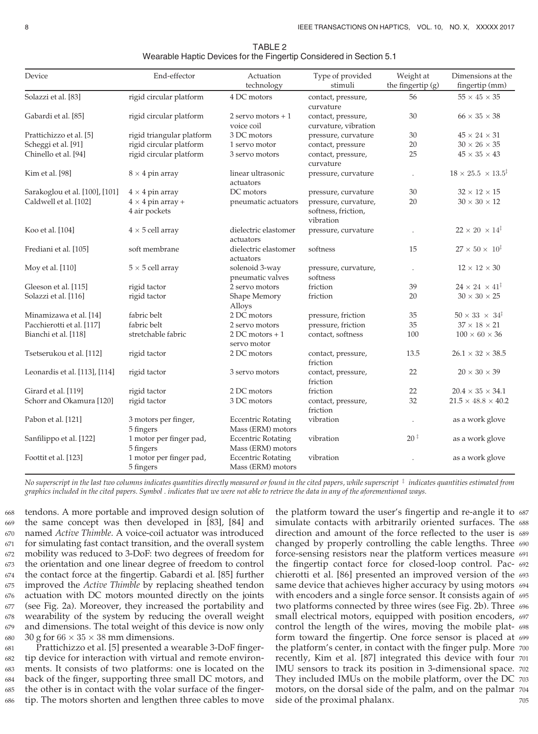TABLE 2
Wearable Haptic Devices for the Fingertip Considered in Section 5.1

| Device | End-effector | Actuation technology | Type of provided stimuli | Weight at the fingertip (g) | Dimensions at the fingertip (mm) |
|---|---|---|---|---|---|
| Solazzi et al. [83] | rigid circular platform | 4 DC motors | contact, pressure, curvature | 56 | $55 \times 45 \times 35$ |
| Gabardi et al. [85] | rigid circular platform | 2 servo motors + 1 voice coil | contact, pressure, curvature, vibration | 30 | $66 \times 35 \times 38$ |
| Prattichizzo et al. [5] | rigid triangular platform | 3 DC motors | pressure, curvature | 30 | $45 \times 24 \times 31$ |
| Scheggi et al. [91] | rigid circular platform | 1 servo motor | contact, pressure | 20 | $30 \times 26 \times 35$ |
| Chinello et al. [94] | rigid circular platform | 3 servo motors | contact, pressure, curvature | 25 | $45 \times 35 \times 43$ |
| Kim et al. [98] | $8 \times 4$ pin array | linear ultrasonic actuators | pressure, curvature | . | $18 \times 25.5 \times 13.5^{\ddagger}$ |
| Sarakoglou et al. [100], [101] | $4 \times 4$ pin array | DC motors | pressure, curvature | 30 | $32 \times 12 \times 15$ |
| Caldwell et al. [102] | $4 \times 4$ pin array + 4 air pockets | pneumatic actuators | pressure, curvature, softness, friction, vibration | 20 | $30 \times 30 \times 12$ |
| Koo et al. [104] | $4 \times 5$ cell array | dielectric elastomer actuators | pressure, curvature | . | $22 \times 20 \times 14^{\ddagger}$ |
| Frediani et al. [105] | soft membrane | dielectric elastomer actuators | softness | 15 | $27 \times 50 \times 10^{\ddagger}$ |
| Moy et al. [110] | $5 \times 5$ cell array | solenoid 3-way pneumatic valves | pressure, curvature, softness | . | $12 \times 12 \times 30$ |
| Gleeson et al. [115] | rigid tactor | 2 servo motors | friction | 39 | $24 \times 24 \times 41^{\ddagger}$ |
| Solazzi et al. [116] | rigid tactor | Shape Memory Alloys | friction | 20 | $30 \times 30 \times 25$ |
| Minamizawa et al. [14] | fabric belt | 2 DC motors | pressure, friction | 35 | $50 \times 33 \times 34^{\ddagger}$ |
| Pacchierotti et al. [117] | fabric belt | 2 servo motors | pressure, friction | 35 | $37 \times 18 \times 21$ |
| Bianchi et al. [118] | stretchable fabric | 2 DC motors + 1 servo motor | contact, softness | 100 | $100 \times 60 \times 36$ |
| Tsetserukou et al. [112] | rigid tactor | 2 DC motors | contact, pressure, friction | 13.5 | $26.1 \times 32 \times 38.5$ |
| Leonardis et al. [113], [114] | rigid tactor | 3 servo motors | contact, pressure, friction | 22 | $20 \times 30 \times 39$ |
| Girard et al. [119] | rigid tactor | 2 DC motors | friction | 22 | $20.4 \times 35 \times 34.1$ |
| Schorr and Okamura [120] | rigid tactor | 3 DC motors | contact, pressure, friction | 32 | $21.5 \times 48.8 \times 40.2$ |
| Pabon et al. [121] | 3 motors per finger, 5 fingers | Eccentric Rotating Mass (ERM) motors | vibration | . | as a work glove |
| Sanfilippo et al. [122] | 1 motor per finger pad, 5 fingers | Eccentric Rotating Mass (ERM) motors | vibration | $20^{\ddagger}$ | as a work glove |
| Foottit et al. [123] | 1 motor per finger pad, 5 fingers | Eccentric Rotating Mass (ERM) motors | vibration | . | as a work glove |

*No superscript in the last two columns indicates quantities directly measured or found in the cited papers, while superscript ‡ indicates quantities estimated from graphics included in the cited papers. Symbol . indicates that we were not able to retrieve the data in any of the aforementioned ways.*

tendons. A more portable and improved design solution of the same concept was then developed in [83], [84] and named *Active Thimble*. A voice-coil actuator was introduced for simulating fast contact transition, and the overall system mobility was reduced to 3-DoF: two degrees of freedom for the orientation and one linear degree of freedom to control the contact force at the fingertip. Gabardi et al. [85] further improved the *Active Thimble* by replacing sheathed tendon actuation with DC motors mounted directly on the joints (see Fig. 2a). Moreover, they increased the portability and wearability of the system by reducing the overall weight and dimensions. The total weight of this device is now only 30 g for $66 \times 35 \times 38$ mm dimensions.

Prattichizzo et al. [5] presented a wearable 3-DoF fingertip device for interaction with virtual and remote environments. It consists of two platforms: one is located on the back of the finger, supporting three small DC motors, and the other is in contact with the volar surface of the fingertip. The motors shorten and lengthen three cables to move the platform toward the user's fingertip and re-angle it to simulate contacts with arbitrarily oriented surfaces. The direction and amount of the force reflected to the user is changed by properly controlling the cable lengths. Three force-sensing resistors near the platform vertices measure the fingertip contact force for closed-loop control. Pacchierotti et al. [86] presented an improved version of the same device that achieves higher accuracy by using motors with encoders and a single force sensor. It consists again of two platforms connected by three wires (see Fig. 2b). Three small electrical motors, equipped with position encoders, control the length of the wires, moving the mobile platform toward the fingertip. One force sensor is placed at the platform's center, in contact with the finger pulp. More recently, Kim et al. [87] integrated this device with four IMU sensors to track its position in 3-dimensional space. They included IMUs on the mobile platform, over the DC motors, on the dorsal side of the palm, and on the palmar side of the proximal phalanx.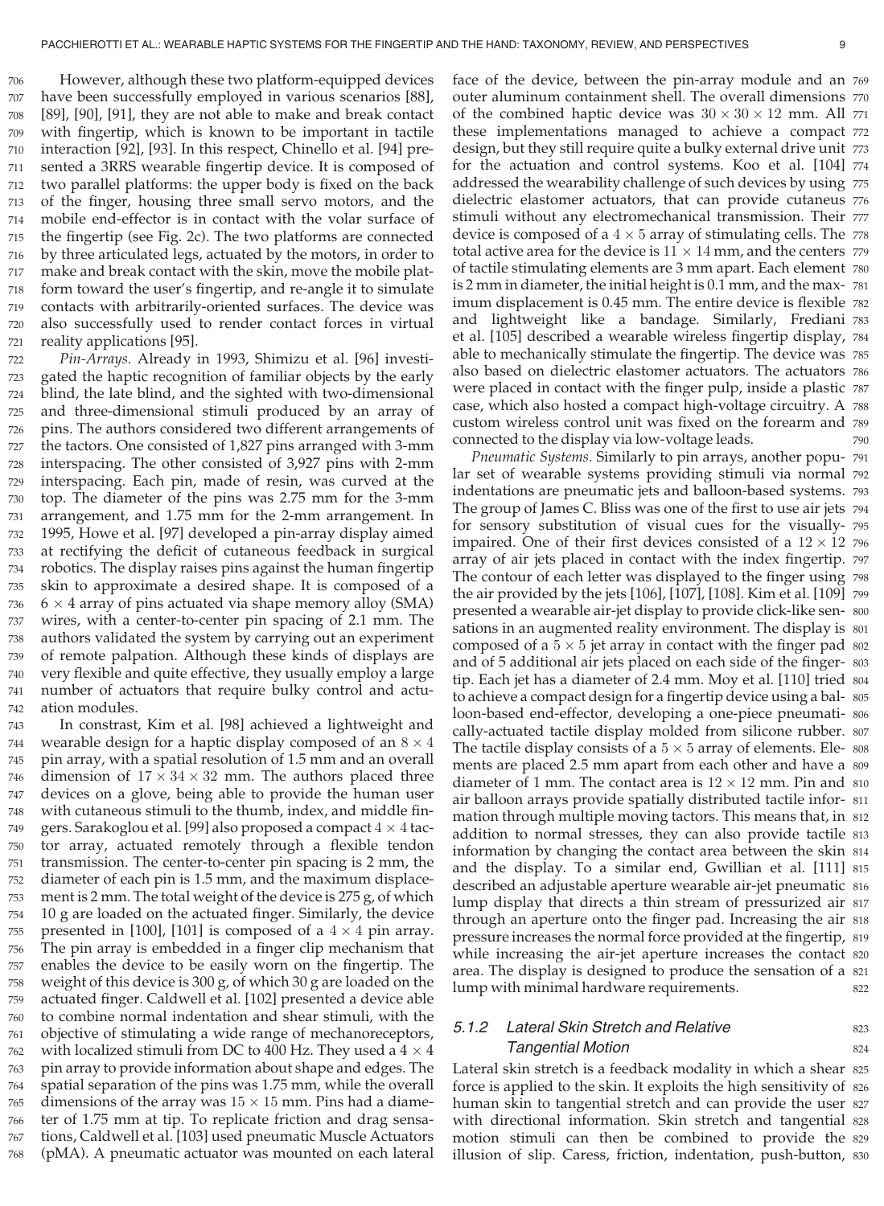However, although these two platform-equipped devices have been successfully employed in various scenarios [88], [89], [90], [91], they are not able to make and break contact with fingertip, which is known to be important in tactile interaction [92], [93]. In this respect, Chinello et al. [94] presented a 3RRS wearable fingertip device. It is composed of two parallel platforms: the upper body is fixed on the back of the finger, housing three small servo motors, and the mobile end-effector is in contact with the volar surface of the fingertip (see Fig. 2c). The two platforms are connected by three articulated legs, actuated by the motors, in order to make and break contact with the skin, move the mobile platform toward the user's fingertip, and re-angle it to simulate contacts with arbitrarily-oriented surfaces. The device was also successfully used to render contact forces in virtual reality applications [95].

*Pin-Arrays.* Already in 1993, Shimizu et al. [96] investigated the haptic recognition of familiar objects by the early blind, the late blind, and the sighted with two-dimensional and three-dimensional stimuli produced by an array of pins. The authors considered two different arrangements of the tactors. One consisted of 1,827 pins arranged with 3-mm interspacing. The other consisted of 3,927 pins with 2-mm interspacing. Each pin, made of resin, was curved at the top. The diameter of the pins was 2.75 mm for the 3-mm arrangement, and 1.75 mm for the 2-mm arrangement. In 1995, Howe et al. [97] developed a pin-array display aimed at rectifying the deficit of cutaneous feedback in surgical robotics. The display raises pins against the human fingertip skin to approximate a desired shape. It is composed of a $6 \times 4$ array of pins actuated via shape memory alloy (SMA) wires, with a center-to-center pin spacing of 2.1 mm. The authors validated the system by carrying out an experiment of remote palpation. Although these kinds of displays are very flexible and quite effective, they usually employ a large number of actuators that require bulky control and actuation modules.

In constrast, Kim et al. [98] achieved a lightweight and wearable design for a haptic display composed of an $8 \times 4$ pin array, with a spatial resolution of 1.5 mm and an overall dimension of $17 \times 34 \times 32$ mm. The authors placed three devices on a glove, being able to provide the human user with cutaneous stimuli to the thumb, index, and middle fingers. Sarakoglou et al. [99] also proposed a compact $4 \times 4$ tactor array, actuated remotely through a flexible tendon transmission. The center-to-center pin spacing is 2 mm, the diameter of each pin is 1.5 mm, and the maximum displacement is 2 mm. The total weight of the device is 275 g, of which 10 g are loaded on the actuated finger. Similarly, the device presented in [100], [101] is composed of a $4 \times 4$ pin array. The pin array is embedded in a finger clip mechanism that enables the device to be easily worn on the fingertip. The weight of this device is 300 g, of which 30 g are loaded on the actuated finger. Caldwell et al. [102] presented a device able to combine normal indentation and shear stimuli, with the objective of stimulating a wide range of mechanoreceptors, with localized stimuli from DC to 400 Hz. They used a $4 \times 4$ pin array to provide information about shape and edges. The spatial separation of the pins was 1.75 mm, while the overall dimensions of the array was $15 \times 15$ mm. Pins had a diameter of 1.75 mm at tip. To replicate friction and drag sensations, Caldwell et al. [103] used pneumatic Muscle Actuators (pMA). A pneumatic actuator was mounted on each lateral face of the device, between the pin-array module and an outer aluminum containment shell. The overall dimensions of the combined haptic device was $30 \times 30 \times 12$ mm. All these implementations managed to achieve a compact design, but they still require quite a bulky external drive unit for the actuation and control systems. Koo et al. [104] addressed the wearability challenge of such devices by using dielectric elastomer actuators, that can provide cutaneus stimuli without any electromechanical transmission. Their device is composed of a $4 \times 5$ array of stimulating cells. The total active area for the device is $11 \times 14$ mm, and the centers of tactile stimulating elements are 3 mm apart. Each element is 2 mm in diameter, the initial height is 0.1 mm, and the maximum displacement is 0.45 mm. The entire device is flexible and lightweight like a bandage. Similarly, Frediani et al. [105] described a wearable wireless fingertip display, able to mechanically stimulate the fingertip. The device was also based on dielectric elastomer actuators. The actuators were placed in contact with the finger pulp, inside a plastic case, which also hosted a compact high-voltage circuitry. A custom wireless control unit was fixed on the forearm and connected to the display via low-voltage leads.

*Pneumatic Systems.* Similarly to pin arrays, another popular set of wearable systems providing stimuli via normal indentations are pneumatic jets and balloon-based systems. The group of James C. Bliss was one of the first to use air jets for sensory substitution of visual cues for the visually-impaired. One of their first devices consisted of a $12 \times 12$ array of air jets placed in contact with the index fingertip. The contour of each letter was displayed to the finger using the air provided by the jets [106], [107], [108]. Kim et al. [109] presented a wearable air-jet display to provide click-like sensations in an augmented reality environment. The display is composed of a $5 \times 5$ jet array in contact with the finger pad and of 5 additional air jets placed on each side of the fingertip. Each jet has a diameter of 2.4 mm. Moy et al. [110] tried to achieve a compact design for a fingertip device using a balloon-based end-effector, developing a one-piece pneumatically-actuated tactile display molded from silicone rubber. The tactile display consists of a $5 \times 5$ array of elements. Elements are placed 2.5 mm apart from each other and have a diameter of 1 mm. The contact area is $12 \times 12$ mm. Pin and air balloon arrays provide spatially distributed tactile information through multiple moving tactors. This means that, in addition to normal stresses, they can also provide tactile information by changing the contact area between the skin and the display. To a similar end, Gwillian et al. [111] described an adjustable aperture wearable air-jet pneumatic lump display that directs a thin stream of pressurized air through an aperture onto the finger pad. Increasing the air pressure increases the normal force provided at the fingertip, while increasing the air-jet aperture increases the contact area. The display is designed to produce the sensation of a lump with minimal hardware requirements.

### 5.1.2 Lateral Skin Stretch and Relative Tangential Motion

Lateral skin stretch is a feedback modality in which a shear force is applied to the skin. It exploits the high sensitivity of human skin to tangential stretch and can provide the user with directional information. Skin stretch and tangential motion stimuli can then be combined to provide the illusion of slip. Caress, friction, indentation, push-button,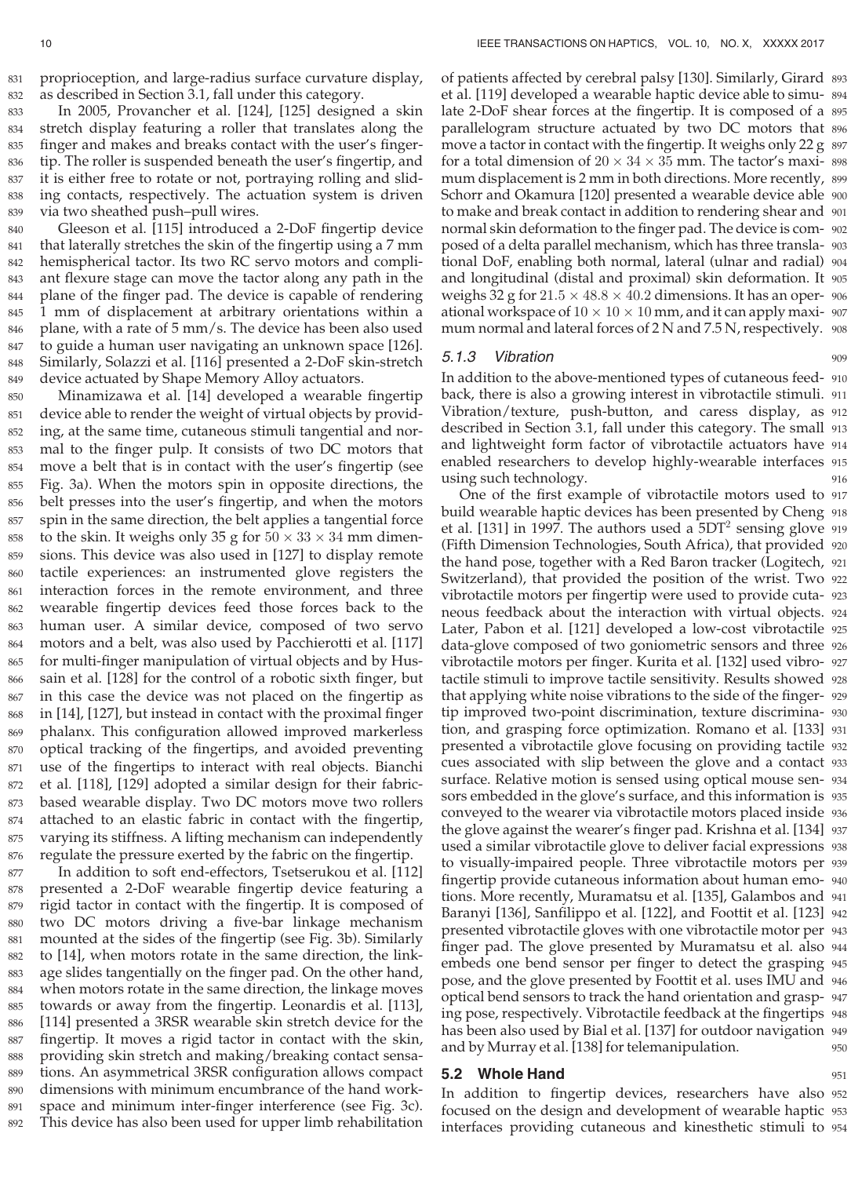proprioception, and large-radius surface curvature display, as described in Section 3.1, fall under this category.

In 2005, Provancher et al. [124], [125] designed a skin stretch display featuring a roller that translates along the finger and makes and breaks contact with the user's fingertip. The roller is suspended beneath the user's fingertip, and it is either free to rotate or not, portraying rolling and sliding contacts, respectively. The actuation system is driven via two sheathed push–pull wires.

Gleeson et al. [115] introduced a 2-DoF fingertip device that laterally stretches the skin of the fingertip using a 7 mm hemispherical tactor. Its two RC servo motors and compliant flexure stage can move the tactor along any path in the plane of the finger pad. The device is capable of rendering 1 mm of displacement at arbitrary orientations within a plane, with a rate of 5 mm/s. The device has been also used to guide a human user navigating an unknown space [126]. Similarly, Solazzi et al. [116] presented a 2-DoF skin-stretch device actuated by Shape Memory Alloy actuators.

Minamizawa et al. [14] developed a wearable fingertip device able to render the weight of virtual objects by providing, at the same time, cutaneous stimuli tangential and normal to the finger pulp. It consists of two DC motors that move a belt that is in contact with the user's fingertip (see Fig. 3a). When the motors spin in opposite directions, the belt presses into the user's fingertip, and when the motors spin in the same direction, the belt applies a tangential force to the skin. It weighs only 35 g for $50 \times 33 \times 34$ mm dimensions. This device was also used in [127] to display remote tactile experiences: an instrumented glove registers the interaction forces in the remote environment, and three wearable fingertip devices feed those forces back to the human user. A similar device, composed of two servo motors and a belt, was also used by Pacchierotti et al. [117] for multi-finger manipulation of virtual objects and by Hussain et al. [128] for the control of a robotic sixth finger, but in this case the device was not placed on the fingertip as in [14], [127], but instead in contact with the proximal finger phalanx. This configuration allowed improved markerless optical tracking of the fingertips, and avoided preventing use of the fingertips to interact with real objects. Bianchi et al. [118], [129] adopted a similar design for their fabric-based wearable display. Two DC motors move two rollers attached to an elastic fabric in contact with the fingertip, varying its stiffness. A lifting mechanism can independently regulate the pressure exerted by the fabric on the fingertip.

In addition to soft end-effectors, Tsetserukou et al. [112] presented a 2-DoF wearable fingertip device featuring a rigid tactor in contact with the fingertip. It is composed of two DC motors driving a five-bar linkage mechanism mounted at the sides of the fingertip (see Fig. 3b). Similarly to [14], when motors rotate in the same direction, the linkage slides tangentially on the finger pad. On the other hand, when motors rotate in the same direction, the linkage moves towards or away from the fingertip. Leonardis et al. [113], [114] presented a 3RSR wearable skin stretch device for the fingertip. It moves a rigid tactor in contact with the skin, providing skin stretch and making/breaking contact sensations. An asymmetrical 3RSR configuration allows compact dimensions with minimum encumbrance of the hand workspace and minimum inter-finger interference (see Fig. 3c). This device has also been used for upper limb rehabilitation of patients affected by cerebral palsy [130]. Similarly, Girard et al. [119] developed a wearable haptic device able to simulate 2-DoF shear forces at the fingertip. It is composed of a parallelogram structure actuated by two DC motors that move a tactor in contact with the fingertip. It weighs only 22 g for a total dimension of $20 \times 34 \times 35$ mm. The tactor's maximum displacement is 2 mm in both directions. More recently, Schorr and Okamura [120] presented a wearable device able to make and break contact in addition to rendering shear and normal skin deformation to the finger pad. The device is composed of a delta parallel mechanism, which has three translational DoF, enabling both normal, lateral (ulnar and radial) and longitudinal (distal and proximal) skin deformation. It weighs 32 g for $21.5 \times 48.8 \times 40.2$ dimensions. It has an operational workspace of $10 \times 10 \times 10$ mm, and it can apply maximum normal and lateral forces of 2 N and 7.5 N, respectively.

### 5.1.3 Vibration

In addition to the above-mentioned types of cutaneous feedback, there is also a growing interest in vibrotactile stimuli. Vibration/texture, push-button, and caress display, as described in Section 3.1, fall under this category. The small and lightweight form factor of vibrotactile actuators have enabled researchers to develop highly-wearable interfaces using such technology.

One of the first example of vibrotactile motors used to build wearable haptic devices has been presented by Cheng et al. [131] in 1997. The authors used a 5DT$^2$ sensing glove (Fifth Dimension Technologies, South Africa), that provided the hand pose, together with a Red Baron tracker (Logitech, Switzerland), that provided the position of the wrist. Two vibrotactile motors per fingertip were used to provide cutaneous feedback about the interaction with virtual objects. Later, Pabon et al. [121] developed a low-cost vibrotactile data-glove composed of two goniometric sensors and three vibrotactile motors per finger. Kurita et al. [132] used vibrotactile stimuli to improve tactile sensitivity. Results showed that applying white noise vibrations to the side of the fingertip improved two-point discrimination, texture discrimination, and grasping force optimization. Romano et al. [133] presented a vibrotactile glove focusing on providing tactile cues associated with slip between the glove and a contact surface. Relative motion is sensed using optical mouse sensors embedded in the glove's surface, and this information is conveyed to the wearer via vibrotactile motors placed inside the glove against the wearer's finger pad. Krishna et al. [134] used a similar vibrotactile glove to deliver facial expressions to visually-impaired people. Three vibrotactile motors per fingertip provide cutaneous information about human emotions. More recently, Muramatsu et al. [135], Galambos and Baranyi [136], Sanfilippo et al. [122], and Foottit et al. [123] presented vibrotactile gloves with one vibrotactile motor per finger pad. The glove presented by Muramatsu et al. also embeds one bend sensor per finger to detect the grasping pose, and the glove presented by Foottit et al. uses IMU and optical bend sensors to track the hand orientation and grasping pose, respectively. Vibrotactile feedback at the fingertips has been also used by Bial et al. [137] for outdoor navigation and by Murray et al. [138] for telemanipulation.

## 5.2 Whole Hand

In addition to fingertip devices, researchers have also focused on the design and development of wearable haptic interfaces providing cutaneous and kinesthetic stimuli to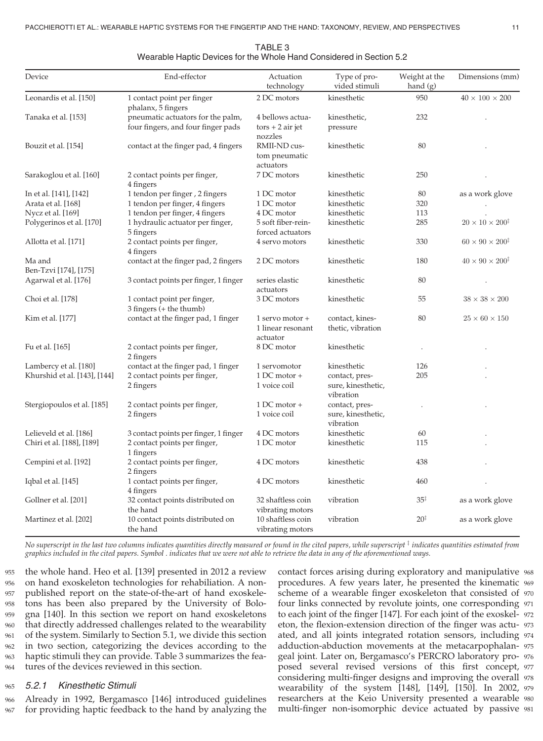TABLE 3
Wearable Haptic Devices for the Whole Hand Considered in Section 5.2

| Device | End-effector | Actuation technology | Type of provided stimuli | Weight at the hand (g) | Dimensions (mm) |
|---|---|---|---|---|---|
| Leonardis et al. [150] | 1 contact point per finger phalanx, 5 fingers | 2 DC motors | kinesthetic | 950 | $40 \times 100 \times 200$ |
| Tanaka et al. [153] | pneumatic actuators for the palm, four fingers, and four finger pads | 4 bellows actuators + 2 air jet nozzles | kinesthetic, pressure | 232 | . |
| Bouzit et al. [154] | contact at the finger pad, 4 fingers | RMII-ND custom pneumatic actuators | kinesthetic | 80 | . |
| Sarakoglou et al. [160] | 2 contact points per finger, 4 fingers | 7 DC motors | kinesthetic | 250 | . |
| In et al. [141], [142] | 1 tendon per finger , 2 fingers | 1 DC motor | kinesthetic | 80 | as a work glove |
| Arata et al. [168] | 1 tendon per finger, 4 fingers | 1 DC motor | kinesthetic | 320 | . |
| Nycz et al. [169] | 1 tendon per finger, 4 fingers | 4 DC motor | kinesthetic | 113 | . |
| Polygerinos et al. [170] | 1 hydraulic actuator per finger, 5 fingers | 5 soft fiber-reinforced actuators | kinesthetic | 285 | $20 \times 10 \times 200^{\ddagger}$ |
| Allotta et al. [171] | 2 contact points per finger, 4 fingers | 4 servo motors | kinesthetic | 330 | $60 \times 90 \times 200^{\ddagger}$ |
| Ma and Ben-Tzvi [174], [175] | contact at the finger pad, 2 fingers | 2 DC motors | kinesthetic | 180 | $40 \times 90 \times 200^{\ddagger}$ |
| Agarwal et al. [176] | 3 contact points per finger, 1 finger | series elastic actuators | kinesthetic | 80 | . |
| Choi et al. [178] | 1 contact point per finger, 3 fingers (+ the thumb) | 3 DC motors | kinesthetic | 55 | $38 \times 38 \times 200$ |
| Kim et al. [177] | contact at the finger pad, 1 finger | 1 servo motor + 1 linear resonant actuator | contact, kinesthetic, vibration | 80 | $25 \times 60 \times 150$ |
| Fu et al. [165] | 2 contact points per finger, 2 fingers | 8 DC motor | kinesthetic | . | . |
| Lambercy et al. [180] | contact at the finger pad, 1 finger | 1 servomotor | kinesthetic | 126 | . |
| Khurshid et al. [143], [144] | 2 contact points per finger, 2 fingers | 1 DC motor + 1 voice coil | contact, pressure, kinesthetic, vibration | 205 | . |
| Stergiopoulos et al. [185] | 2 contact points per finger, 2 fingers | 1 DC motor + 1 voice coil | contact, pressure, kinesthetic, vibration | . | . |
| Lelieveld et al. [186] | 3 contact points per finger, 1 finger | 4 DC motors | kinesthetic | 60 | . |
| Chiri et al. [188], [189] | 2 contact points per finger, 1 fingers | 1 DC motor | kinesthetic | 115 | . |
| Cempini et al. [192] | 2 contact points per finger, 2 fingers | 4 DC motors | kinesthetic | 438 | . |
| Iqbal et al. [145] | 1 contact points per finger, 4 fingers | 4 DC motors | kinesthetic | 460 | . |
| Gollner et al. [201] | 32 contact points distributed on the hand | 32 shaftless coin vibrating motors | vibration | $35^{\ddagger}$ | as a work glove |
| Martinez et al. [202] | 10 contact points distributed on the hand | 10 shaftless coin vibrating motors | vibration | $20^{\ddagger}$ | as a work glove |

*No superscript in the last two columns indicates quantities directly measured or found in the cited papers, while superscript ‡ indicates quantities estimated from graphics included in the cited papers. Symbol . indicates that we were not able to retrieve the data in any of the aforementioned ways.*

the whole hand. Heo et al. [139] presented in 2012 a review on hand exoskeleton technologies for rehabiliation. A non-published report on the state-of-the-art of hand exoskeletons has been also prepared by the University of Bologna [140]. In this section we report on hand exoskeletons that directly addressed challenges related to the wearability of the system. Similarly to Section 5.1, we divide this section in two section, categorizing the devices according to the haptic stimuli they can provide. Table 3 summarizes the features of the devices reviewed in this section.

### 5.2.1 Kinesthetic Stimuli

Already in 1992, Bergamasco [146] introduced guidelines for providing haptic feedback to the hand by analyzing the contact forces arising during exploratory and manipulative procedures. A few years later, he presented the kinematic scheme of a wearable finger exoskeleton that consisted of four links connected by revolute joints, one corresponding to each joint of the finger [147]. For each joint of the exoskeleton, the flexion-extension direction of the finger was actuated, and all joints integrated rotation sensors, including adduction-abduction movements at the metacarpophalangeal joint. Later on, Bergamasco's PERCRO laboratory proposed several revised versions of this first concept, considering multi-finger designs and improving the overall wearability of the system [148], [149], [150]. In 2002, researchers at the Keio University presented a wearable multi-finger non-isomorphic device actuated by passive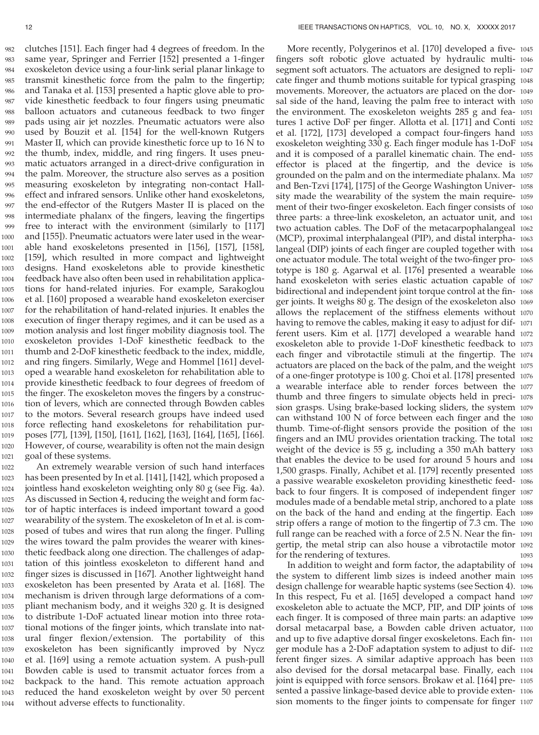clutches [151]. Each finger had 4 degrees of freedom. In the same year, Springer and Ferrier [152] presented a 1-finger exoskeleton device using a four-link serial planar linkage to transmit kinesthetic force from the palm to the fingertip; and Tanaka et al. [153] presented a haptic glove able to provide kinesthetic feedback to four fingers using pneumatic balloon actuators and cutaneous feedback to two finger pads using air jet nozzles. Pneumatic actuators were also used by Bouzit et al. [154] for the well-known Rutgers Master II, which can provide kinesthetic force up to 16 N to the thumb, index, middle, and ring fingers. It uses pneumatic actuators arranged in a direct-drive configuration in the palm. Moreover, the structure also serves as a position measuring exoskeleton by integrating non-contact Hall-effect and infrared sensors. Unlike other hand exoskeletons, the end-effector of the Rutgers Master II is placed on the intermediate phalanx of the fingers, leaving the fingertips free to interact with the environment (similarly to [117] and [155]). Pneumatic actuators were later used in the wearable hand exoskeletons presented in [156], [157], [158], [159], which resulted in more compact and lightweight designs. Hand exoskeletons able to provide kinesthetic feedback have also often been used in rehabilitation applications for hand-related injuries. For example, Sarakoglou et al. [160] proposed a wearable hand exoskeleton exerciser for the rehabilitation of hand-related injuries. It enables the execution of finger therapy regimes, and it can be used as a motion analysis and lost finger mobility diagnosis tool. The exoskeleton provides 1-DoF kinesthetic feedback to the thumb and 2-DoF kinesthetic feedback to the index, middle, and ring fingers. Similarly, Wege and Hommel [161] developed a wearable hand exoskeleton for rehabilitation able to provide kinesthetic feedback to four degrees of freedom of the finger. The exoskeleton moves the fingers by a construction of levers, which are connected through Bowden cables to the motors. Several research groups have indeed used force reflecting hand exoskeletons for rehabilitation purposes [77], [139], [150], [161], [162], [163], [164], [165], [166]. However, of course, wearability is often not the main design goal of these systems.

An extremely wearable version of such hand interfaces has been presented by In et al. [141], [142], which proposed a jointless hand exoskeleton weighting only 80 g (see Fig. 4a). As discussed in Section 4, reducing the weight and form factor of haptic interfaces is indeed important toward a good wearability of the system. The exoskeleton of In et al. is composed of tubes and wires that run along the finger. Pulling the wires toward the palm provides the wearer with kinesthetic feedback along one direction. The challenges of adaptation of this jointless exoskeleton to different hand and finger sizes is discussed in [167]. Another lightweight hand exoskeleton has been presented by Arata et al. [168]. The mechanism is driven through large deformations of a compliant mechanism body, and it weighs 320 g. It is designed to distribute 1-DoF actuated linear motion into three rotational motions of the finger joints, which translate into natural finger flexion/extension. The portability of this exoskeleton has been significantly improved by Nycz et al. [169] using a remote actuation system. A push-pull Bowden cable is used to transmit actuator forces from a backpack to the hand. This remote actuation approach reduced the hand exoskeleton weight by over 50 percent without adverse effects to functionality.

More recently, Polygerinos et al. [170] developed a five-fingers soft robotic glove actuated by hydraulic multi-segment soft actuators. The actuators are designed to replicate finger and thumb motions suitable for typical grasping movements. Moreover, the actuators are placed on the dorsal side of the hand, leaving the palm free to interact with the environment. The exoskeleton weights 285 g and features 1 active DoF per finger. Allotta et al. [171] and Conti et al. [172], [173] developed a compact four-fingers hand exoskeleton weighting 330 g. Each finger module has 1-DoF and it is composed of a parallel kinematic chain. The end-effector is placed at the fingertip, and the device is grounded on the palm and on the intermediate phalanx. Ma and Ben-Tzvi [174], [175] of the George Washington University made the wearability of the system the main requirement of their two-finger exoskeleton. Each finger consists of three parts: a three-link exoskeleton, an actuator unit, and two actuation cables. The DoF of the metacarpophalangeal (MCP), proximal interphalangeal (PIP), and distal interphalangeal (DIP) joints of each finger are coupled together with one actuator module. The total weight of the two-finger prototype is 180 g. Agarwal et al. [176] presented a wearable hand exoskeleton with series elastic actuation capable of bidirectional and independent joint torque control at the finger joints. It weighs 80 g. The design of the exoskeleton also allows the replacement of the stiffness elements without having to remove the cables, making it easy to adjust for different users. Kim et al. [177] developed a wearable hand exoskeleton able to provide 1-DoF kinesthetic feedback to each finger and vibrotactile stimuli at the fingertip. The actuators are placed on the back of the palm, and the weight of a one-finger prototype is 100 g. Choi et al. [178] presented a wearable interface able to render forces between the thumb and three fingers to simulate objects held in precision grasps. Using brake-based locking sliders, the system can withstand 100 N of force between each finger and the thumb. Time-of-flight sensors provide the position of the fingers and an IMU provides orientation tracking. The total weight of the device is 55 g, including a 350 mAh battery that enables the device to be used for around 5 hours and 1,500 grasps. Finally, Achibet et al. [179] recently presented a passive wearable exoskeleton providing kinesthetic feedback to four fingers. It is composed of independent finger modules made of a bendable metal strip, anchored to a plate on the back of the hand and ending at the fingertip. Each strip offers a range of motion to the fingertip of 7.3 cm. The full range can be reached with a force of 2.5 N. Near the fingertip, the metal strip can also house a vibrotactile motor for the rendering of textures.

In addition to weight and form factor, the adaptability of the system to different limb sizes is indeed another main design challenge for wearable haptic systems (see Section 4). In this respect, Fu et al. [165] developed a compact hand exoskeleton able to actuate the MCP, PIP, and DIP joints of each finger. It is composed of three main parts: an adaptive dorsal metacarpal base, a Bowden cable driven actuator, and up to five adaptive dorsal finger exoskeletons. Each finger module has a 2-DoF adaptation system to adjust to different finger sizes. A similar adaptive approach has been also devised for the dorsal metacarpal base. Finally, each joint is equipped with force sensors. Brokaw et al. [164] presented a passive linkage-based device able to provide extension moments to the finger joints to compensate for finger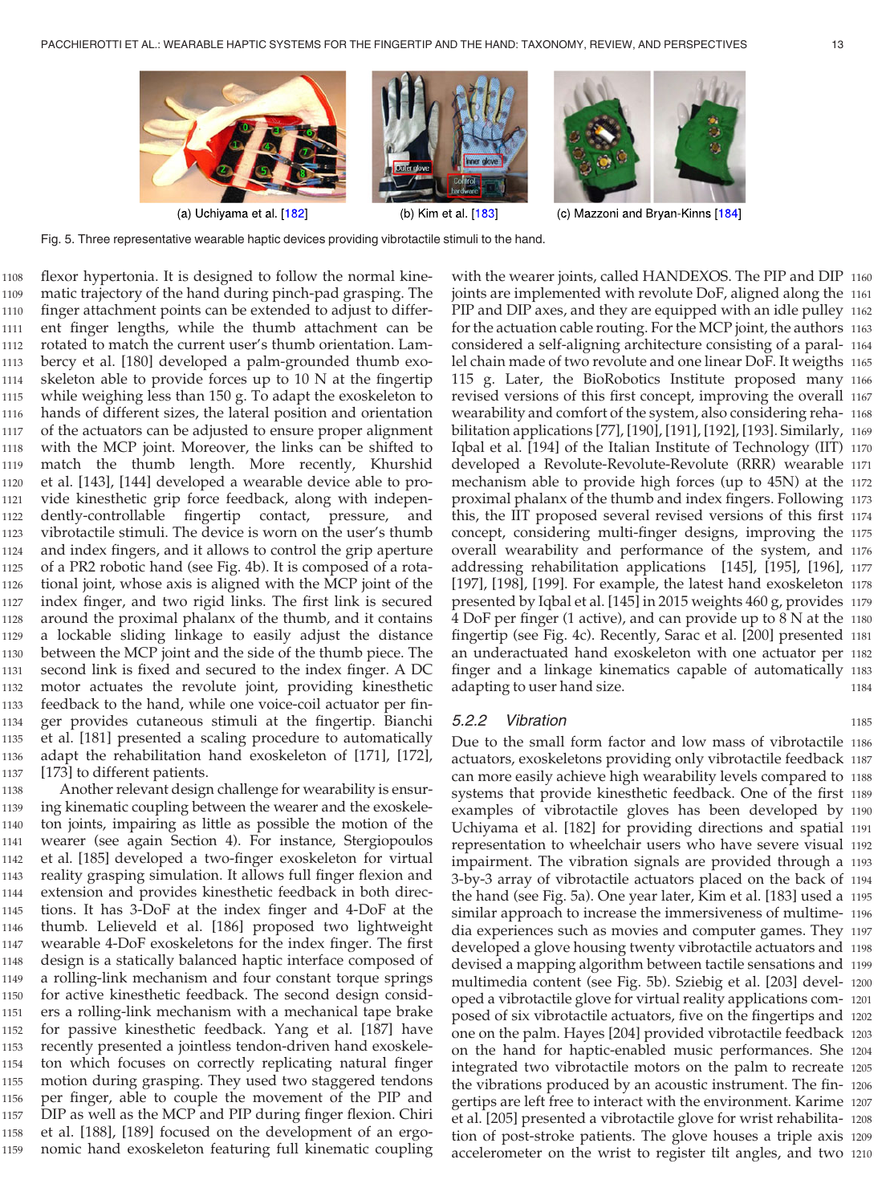(a) Uchiyama et al. [182] (b) Kim et al. [183] (c) Mazzoni and Bryan-Kinns [184]

Fig. 5. Three representative wearable haptic devices providing vibrotactile stimuli to the hand.

flexor hypertonia. It is designed to follow the normal kinematic trajectory of the hand during pinch-pad grasping. The finger attachment points can be extended to adjust to different finger lengths, while the thumb attachment can be rotated to match the current user's thumb orientation. Lambercy et al. [180] developed a palm-grounded thumb exoskeleton able to provide forces up to 10 N at the fingertip while weighing less than 150 g. To adapt the exoskeleton to hands of different sizes, the lateral position and orientation of the actuators can be adjusted to ensure proper alignment with the MCP joint. Moreover, the links can be shifted to match the thumb length. More recently, Khurshid et al. [143], [144] developed a wearable device able to provide kinesthetic grip force feedback, along with independently-controllable fingertip contact, pressure, and vibrotactile stimuli. The device is worn on the user's thumb and index fingers, and it allows to control the grip aperture of a PR2 robotic hand (see Fig. 4b). It is composed of a rotational joint, whose axis is aligned with the MCP joint of the index finger, and two rigid links. The first link is secured around the proximal phalanx of the thumb, and it contains a lockable sliding linkage to easily adjust the distance between the MCP joint and the side of the thumb piece. The second link is fixed and secured to the index finger. A DC motor actuates the revolute joint, providing kinesthetic feedback to the hand, while one voice-coil actuator per finger provides cutaneous stimuli at the fingertip. Bianchi et al. [181] presented a scaling procedure to automatically adapt the rehabilitation hand exoskeleton of [171], [172], [173] to different patients.

Another relevant design challenge for wearability is ensuring kinematic coupling between the wearer and the exoskeleton joints, impairing as little as possible the motion of the wearer (see again Section 4). For instance, Stergiopoulos et al. [185] developed a two-finger exoskeleton for virtual reality grasping simulation. It allows full finger flexion and extension and provides kinesthetic feedback in both directions. It has 3-DoF at the index finger and 4-DoF at the thumb. Lelieveld et al. [186] proposed two lightweight wearable 4-DoF exoskeletons for the index finger. The first design is a statically balanced haptic interface composed of a rolling-link mechanism and four constant torque springs for active kinesthetic feedback. The second design considers a rolling-link mechanism with a mechanical tape brake for passive kinesthetic feedback. Yang et al. [187] have recently presented a jointless tendon-driven hand exoskeleton which focuses on correctly replicating natural finger motion during grasping. They used two staggered tendons per finger, able to couple the movement of the PIP and DIP as well as the MCP and PIP during finger flexion. Chiri et al. [188], [189] focused on the development of an ergonomic hand exoskeleton featuring full kinematic coupling with the wearer joints, called HANDEXOS. The PIP and DIP joints are implemented with revolute DoF, aligned along the PIP and DIP axes, and they are equipped with an idle pulley for the actuation cable routing. For the MCP joint, the authors considered a self-aligning architecture consisting of a parallel chain made of two revolute and one linear DoF. It weigths 115 g. Later, the BioRobotics Institute proposed many revised versions of this first concept, improving the overall wearability and comfort of the system, also considering rehabilitation applications [77], [190], [191], [192], [193]. Similarly, Iqbal et al. [194] of the Italian Institute of Technology (IIT) developed a Revolute-Revolute-Revolute (RRR) wearable mechanism able to provide high forces (up to 45N) at the proximal phalanx of the thumb and index fingers. Following this, the IIT proposed several revised versions of this first concept, considering multi-finger designs, improving the overall wearability and performance of the system, and addressing rehabilitation applications [145], [195], [196], [197], [198], [199]. For example, the latest hand exoskeleton presented by Iqbal et al. [145] in 2015 weights 460 g, provides 4 DoF per finger (1 active), and can provide up to 8 N at the fingertip (see Fig. 4c). Recently, Sarac et al. [200] presented an underactuated hand exoskeleton with one actuator per finger and a linkage kinematics capable of automatically adapting to user hand size.

### 5.2.2 Vibration

Due to the small form factor and low mass of vibrotactile actuators, exoskeletons providing only vibrotactile feedback can more easily achieve high wearability levels compared to systems that provide kinesthetic feedback. One of the first examples of vibrotactile gloves has been developed by Uchiyama et al. [182] for providing directions and spatial representation to wheelchair users who have severe visual impairment. The vibration signals are provided through a 3-by-3 array of vibrotactile actuators placed on the back of the hand (see Fig. 5a). One year later, Kim et al. [183] used a similar approach to increase the immersiveness of multimedia experiences such as movies and computer games. They developed a glove housing twenty vibrotactile actuators and devised a mapping algorithm between tactile sensations and multimedia content (see Fig. 5b). Sziebig et al. [203] developed a vibrotactile glove for virtual reality applications composed of six vibrotactile actuators, five on the fingertips and one on the palm. Hayes [204] provided vibrotactile feedback on the hand for haptic-enabled music performances. She integrated two vibrotactile motors on the palm to recreate the vibrations produced by an acoustic instrument. The fingertips are left free to interact with the environment. Karime et al. [205] presented a vibrotactile glove for wrist rehabilitation of post-stroke patients. The glove houses a triple axis accelerometer on the wrist to register tilt angles, and two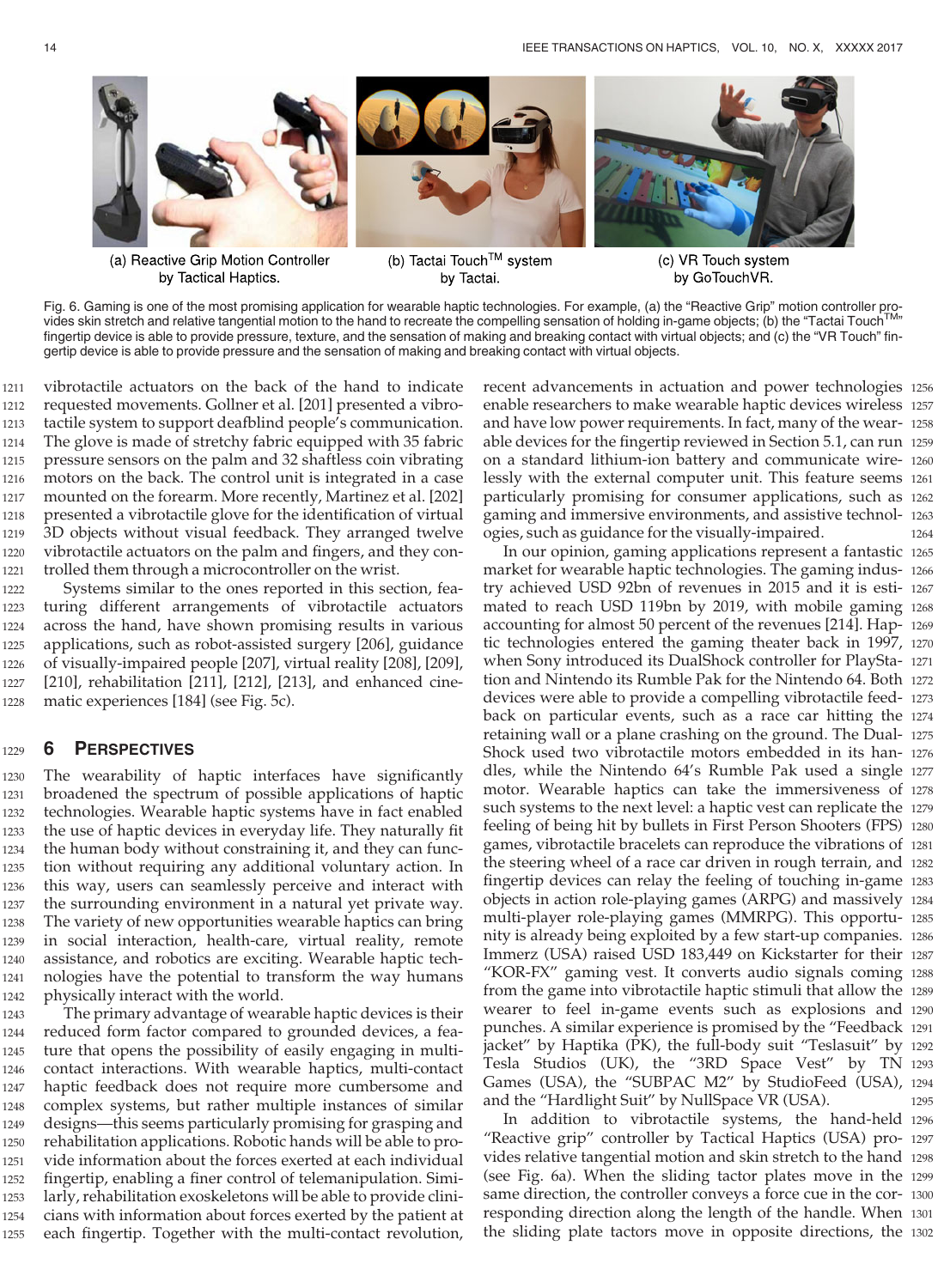(a) Reactive Grip Motion Controller by Tactical Haptics.

(b) Tactai Touch™ system by Tactai.

(c) VR Touch system by GoTouchVR.

Fig. 6. Gaming is one of the most promising application for wearable haptic technologies. For example, (a) the "Reactive Grip" motion controller provides skin stretch and relative tangential motion to the hand to recreate the compelling sensation of holding in-game objects; (b) the "Tactai Touch™" fingertip device is able to provide pressure, texture, and the sensation of making and breaking contact with virtual objects; and (c) the "VR Touch" fingertip device is able to provide pressure and the sensation of making and breaking contact with virtual objects.

vibrotactile actuators on the back of the hand to indicate requested movements. Gollner et al. [201] presented a vibrotactile system to support deafblind people's communication. The glove is made of stretchy fabric equipped with 35 fabric pressure sensors on the palm and 32 shaftless coin vibrating motors on the back. The control unit is integrated in a case mounted on the forearm. More recently, Martinez et al. [202] presented a vibrotactile glove for the identification of virtual 3D objects without visual feedback. They arranged twelve vibrotactile actuators on the palm and fingers, and they controlled them through a microcontroller on the wrist.

Systems similar to the ones reported in this section, featuring different arrangements of vibrotactile actuators across the hand, have shown promising results in various applications, such as robot-assisted surgery [206], guidance of visually-impaired people [207], virtual reality [208], [209], [210], rehabilitation [211], [212], [213], and enhanced cinematic experiences [184] (see Fig. 5c).

## 6 Perspectives

The wearability of haptic interfaces have significantly broadened the spectrum of possible applications of haptic technologies. Wearable haptic systems have in fact enabled the use of haptic devices in everyday life. They naturally fit the human body without constraining it, and they can function without requiring any additional voluntary action. In this way, users can seamlessly perceive and interact with the surrounding environment in a natural yet private way. The variety of new opportunities wearable haptics can bring in social interaction, health-care, virtual reality, remote assistance, and robotics are exciting. Wearable haptic technologies have the potential to transform the way humans physically interact with the world.

The primary advantage of wearable haptic devices is their reduced form factor compared to grounded devices, a feature that opens the possibility of easily engaging in multi-contact interactions. With wearable haptics, multi-contact haptic feedback does not require more cumbersome and complex systems, but rather multiple instances of similar designs—this seems particularly promising for grasping and rehabilitation applications. Robotic hands will be able to provide information about the forces exerted at each individual fingertip, enabling a finer control of telemanipulation. Similarly, rehabilitation exoskeletons will be able to provide clinicians with information about forces exerted by the patient at each fingertip. Together with the multi-contact revolution, recent advancements in actuation and power technologies enable researchers to make wearable haptic devices wireless and have low power requirements. In fact, many of the wearable devices for the fingertip reviewed in Section 5.1, can run on a standard lithium-ion battery and communicate wirelessly with the external computer unit. This feature seems particularly promising for consumer applications, such as gaming and immersive environments, and assistive technologies, such as guidance for the visually-impaired.

In our opinion, gaming applications represent a fantastic market for wearable haptic technologies. The gaming industry achieved USD 92bn of revenues in 2015 and it is estimated to reach USD 119bn by 2019, with mobile gaming accounting for almost 50 percent of the revenues [214]. Haptic technologies entered the gaming theater back in 1997, when Sony introduced its DualShock controller for PlayStation and Nintendo its Rumble Pak for the Nintendo 64. Both devices were able to provide a compelling vibrotactile feedback on particular events, such as a race car hitting the retaining wall or a plane crashing on the ground. The DualShock used two vibrotactile motors embedded in its handles, while the Nintendo 64's Rumble Pak used a single motor. Wearable haptics can take the immersiveness of such systems to the next level: a haptic vest can replicate the feeling of being hit by bullets in First Person Shooters (FPS) games, vibrotactile bracelets can reproduce the vibrations of the steering wheel of a race car driven in rough terrain, and fingertip devices can relay the feeling of touching in-game objects in action role-playing games (ARPG) and massively multi-player role-playing games (MMRPG). This opportunity is already being exploited by a few start-up companies. Immerz (USA) raised USD 183,449 on Kickstarter for their "KOR-FX" gaming vest. It converts audio signals coming from the game into vibrotactile haptic stimuli that allow the wearer to feel in-game events such as explosions and punches. A similar experience is promised by the "Feedback jacket" by Haptika (PK), the full-body suit "Teslasuit" by Tesla Studios (UK), the "3RD Space Vest" by TN Games (USA), the "SUBPAC M2" by StudioFeed (USA), and the "Hardlight Suit" by NullSpace VR (USA).

In addition to vibrotactile systems, the hand-held "Reactive grip" controller by Tactical Haptics (USA) provides relative tangential motion and skin stretch to the hand (see Fig. 6a). When the sliding tactor plates move in the same direction, the controller conveys a force cue in the corresponding direction along the length of the handle. When the sliding plate tactors move in opposite directions, the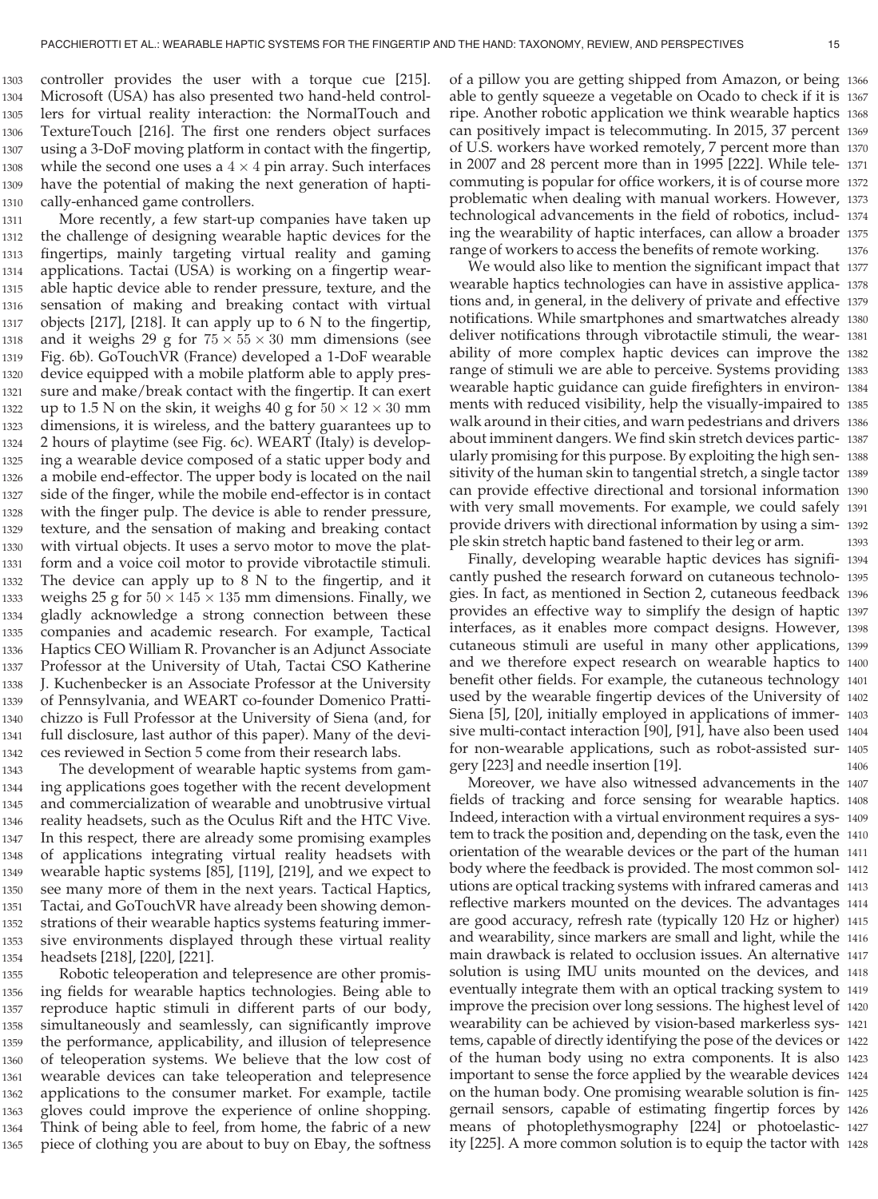controller provides the user with a torque cue [215]. Microsoft (USA) has also presented two hand-held controllers for virtual reality interaction: the NormalTouch and TextureTouch [216]. The first one renders object surfaces using a 3-DoF moving platform in contact with the fingertip, while the second one uses a $4 \times 4$ pin array. Such interfaces have the potential of making the next generation of haptically-enhanced game controllers.

More recently, a few start-up companies have taken up the challenge of designing wearable haptic devices for the fingertips, mainly targeting virtual reality and gaming applications. Tactai (USA) is working on a fingertip wearable haptic device able to render pressure, texture, and the sensation of making and breaking contact with virtual objects [217], [218]. It can apply up to 6 N to the fingertip, and it weighs 29 g for $75 \times 55 \times 30$ mm dimensions (see Fig. 6b). GoTouchVR (France) developed a 1-DoF wearable device equipped with a mobile platform able to apply pressure and make/break contact with the fingertip. It can exert up to 1.5 N on the skin, it weighs 40 g for $50 \times 12 \times 30$ mm dimensions, it is wireless, and the battery guarantees up to 2 hours of playtime (see Fig. 6c). WEART (Italy) is developing a wearable device composed of a static upper body and a mobile end-effector. The upper body is located on the nail side of the finger, while the mobile end-effector is in contact with the finger pulp. The device is able to render pressure, texture, and the sensation of making and breaking contact with virtual objects. It uses a servo motor to move the platform and a voice coil motor to provide vibrotactile stimuli. The device can apply up to 8 N to the fingertip, and it weighs 25 g for $50 \times 145 \times 135$ mm dimensions. Finally, we gladly acknowledge a strong connection between these companies and academic research. For example, Tactical Haptics CEO William R. Provancher is an Adjunct Associate Professor at the University of Utah, Tactai CSO Katherine J. Kuchenbecker is an Associate Professor at the University of Pennsylvania, and WEART co-founder Domenico Prattichizzo is Full Professor at the University of Siena (and, for full disclosure, last author of this paper). Many of the devices reviewed in Section 5 come from their research labs.

The development of wearable haptic systems from gaming applications goes together with the recent development and commercialization of wearable and unobtrusive virtual reality headsets, such as the Oculus Rift and the HTC Vive. In this respect, there are already some promising examples of applications integrating virtual reality headsets with wearable haptic systems [85], [119], [219], and we expect to see many more of them in the next years. Tactical Haptics, Tactai, and GoTouchVR have already been showing demonstrations of their wearable haptics systems featuring immersive environments displayed through these virtual reality headsets [218], [220], [221].

Robotic teleoperation and telepresence are other promising fields for wearable haptics technologies. Being able to reproduce haptic stimuli in different parts of our body, simultaneously and seamlessly, can significantly improve the performance, applicability, and illusion of telepresence of teleoperation systems. We believe that the low cost of wearable devices can take teleoperation and telepresence applications to the consumer market. For example, tactile gloves could improve the experience of online shopping. Think of being able to feel, from home, the fabric of a new piece of clothing you are about to buy on Ebay, the softness of a pillow you are getting shipped from Amazon, or being able to gently squeeze a vegetable on Ocado to check if it is ripe. Another robotic application we think wearable haptics can positively impact is telecommuting. In 2015, 37 percent of U.S. workers have worked remotely, 7 percent more than in 2007 and 28 percent more than in 1995 [222]. While telecommuting is popular for office workers, it is of course more problematic when dealing with manual workers. However, technological advancements in the field of robotics, including the wearability of haptic interfaces, can allow a broader range of workers to access the benefits of remote working.

We would also like to mention the significant impact that wearable haptics technologies can have in assistive applications and, in general, in the delivery of private and effective notifications. While smartphones and smartwatches already deliver notifications through vibrotactile stimuli, the wearability of more complex haptic devices can improve the range of stimuli we are able to perceive. Systems providing wearable haptic guidance can guide firefighters in environments with reduced visibility, help the visually-impaired to walk around in their cities, and warn pedestrians and drivers about imminent dangers. We find skin stretch devices particularly promising for this purpose. By exploiting the high sensitivity of the human skin to tangential stretch, a single tactor can provide effective directional and torsional information with very small movements. For example, we could safely provide drivers with directional information by using a simple skin stretch haptic band fastened to their leg or arm.

Finally, developing wearable haptic devices has significantly pushed the research forward on cutaneous technologies. In fact, as mentioned in Section 2, cutaneous feedback provides an effective way to simplify the design of haptic interfaces, as it enables more compact designs. However, cutaneous stimuli are useful in many other applications, and we therefore expect research on wearable haptics to benefit other fields. For example, the cutaneous technology used by the wearable fingertip devices of the University of Siena [5], [20], initially employed in applications of immersive multi-contact interaction [90], [91], have also been used for non-wearable applications, such as robot-assisted surgery [223] and needle insertion [19].

Moreover, we have also witnessed advancements in the fields of tracking and force sensing for wearable haptics. Indeed, interaction with a virtual environment requires a system to track the position and, depending on the task, even the orientation of the wearable devices or the part of the human body where the feedback is provided. The most common solutions are optical tracking systems with infrared cameras and reflective markers mounted on the devices. The advantages are good accuracy, refresh rate (typically 120 Hz or higher) and wearability, since markers are small and light, while the main drawback is related to occlusion issues. An alternative solution is using IMU units mounted on the devices, and eventually integrate them with an optical tracking system to improve the precision over long sessions. The highest level of wearability can be achieved by vision-based markerless systems, capable of directly identifying the pose of the devices or of the human body using no extra components. It is also important to sense the force applied by the wearable devices on the human body. One promising wearable solution is fingernail sensors, capable of estimating fingertip forces by means of photoplethysmography [224] or photoelasticity [225]. A more common solution is to equip the tactor with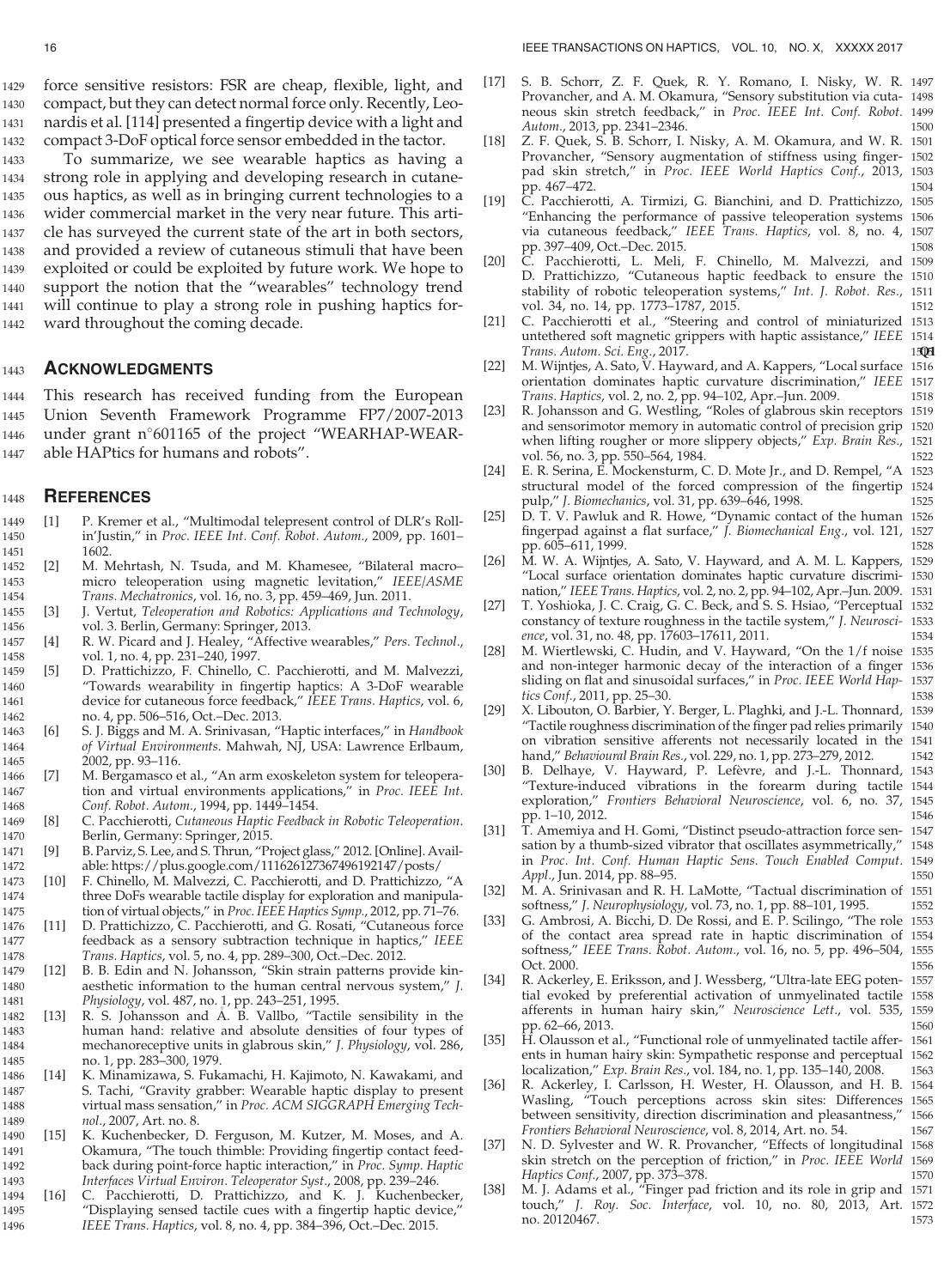force sensitive resistors: FSR are cheap, flexible, light, and compact, but they can detect normal force only. Recently, Leonardis et al. [114] presented a fingertip device with a light and compact 3-DoF optical force sensor embedded in the tactor.

To summarize, we see wearable haptics as having a strong role in applying and developing research in cutaneous haptics, as well as in bringing current technologies to a wider commercial market in the very near future. This article has surveyed the current state of the art in both sectors, and provided a review of cutaneous stimuli that have been exploited or could be exploited by future work. We hope to support the notion that the "wearables" technology trend will continue to play a strong role in pushing haptics forward throughout the coming decade.

## Acknowledgments

This research has received funding from the European Union Seventh Framework Programme FP7/2007-2013 under grant n°601165 of the project "WEARHAP-WEARable HAPtics for humans and robots".

## References

[1] P. Kremer et al., "Multimodal telepresent control of DLR's Rollin'Justin," in *Proc. IEEE Int. Conf. Robot. Autom.*, 2009, pp. 1601–1602.

[2] M. Mehrtash, N. Tsuda, and M. Khamesee, "Bilateral macro–micro teleoperation using magnetic levitation," *IEEE/ASME Trans. Mechatronics*, vol. 16, no. 3, pp. 459–469, Jun. 2011.

[3] J. Vertut, *Teleoperation and Robotics: Applications and Technology*, vol. 3. Berlin, Germany: Springer, 2013.

[4] R. W. Picard and J. Healey, "Affective wearables," *Pers. Technol.*, vol. 1, no. 4, pp. 231–240, 1997.

[5] D. Prattichizzo, F. Chinello, C. Pacchierotti, and M. Malvezzi, "Towards wearability in fingertip haptics: A 3-DoF wearable device for cutaneous force feedback," *IEEE Trans. Haptics*, vol. 6, no. 4, pp. 506–516, Oct.–Dec. 2013.

[6] S. J. Biggs and M. A. Srinivasan, "Haptic interfaces," in *Handbook of Virtual Environments*. Mahwah, NJ, USA: Lawrence Erlbaum, 2002, pp. 93–116.

[7] M. Bergamasco et al., "An arm exoskeleton system for teleoperation and virtual environments applications," in *Proc. IEEE Int. Conf. Robot. Autom.*, 1994, pp. 1449–1454.

[8] C. Pacchierotti, *Cutaneous Haptic Feedback in Robotic Teleoperation*. Berlin, Germany: Springer, 2015.

[9] B. Parviz, S. Lee, and S. Thrun, "Project glass," 2012. [Online]. Available: https://plus.google.com/111626127367496192147/posts/

[10] F. Chinello, M. Malvezzi, C. Pacchierotti, and D. Prattichizzo, "A three DoFs wearable tactile display for exploration and manipulation of virtual objects," in *Proc. IEEE Haptics Symp.*, 2012, pp. 71–76.

[11] D. Prattichizzo, C. Pacchierotti, and G. Rosati, "Cutaneous force feedback as a sensory subtraction technique in haptics," *IEEE Trans. Haptics*, vol. 5, no. 4, pp. 289–300, Oct.–Dec. 2012.

[12] B. B. Edin and N. Johansson, "Skin strain patterns provide kinaesthetic information to the human central nervous system," *J. Physiology*, vol. 487, no. 1, pp. 243–251, 1995.

[13] R. S. Johansson and Å. B. Vallbo, "Tactile sensibility in the human hand: relative and absolute densities of four types of mechanoreceptive units in glabrous skin," *J. Physiology*, vol. 286, no. 1, pp. 283–300, 1979.

[14] K. Minamizawa, S. Fukamachi, H. Kajimoto, N. Kawakami, and S. Tachi, "Gravity grabber: Wearable haptic display to present virtual mass sensation," in *Proc. ACM SIGGRAPH Emerging Technol.*, 2007, Art. no. 8.

[15] K. Kuchenbecker, D. Ferguson, M. Kutzer, M. Moses, and A. Okamura, "The touch thimble: Providing fingertip contact feedback during point-force haptic interaction," in *Proc. Symp. Haptic Interfaces Virtual Environ. Teleoperator Syst.*, 2008, pp. 239–246.

[16] C. Pacchierotti, D. Prattichizzo, and K. J. Kuchenbecker, "Displaying sensed tactile cues with a fingertip haptic device," *IEEE Trans. Haptics*, vol. 8, no. 4, pp. 384–396, Oct.–Dec. 2015.

[17] S. B. Schorr, Z. F. Quek, R. Y. Romano, I. Nisky, W. R. Provancher, and A. M. Okamura, "Sensory substitution via cutaneous skin stretch feedback," in *Proc. IEEE Int. Conf. Robot. Autom.*, 2013, pp. 2341–2346.

[18] Z. F. Quek, S. B. Schorr, I. Nisky, A. M. Okamura, and W. R. Provancher, "Sensory augmentation of stiffness using fingerpad skin stretch," in *Proc. IEEE World Haptics Conf.*, 2013, pp. 467–472.

[19] C. Pacchierotti, A. Tirmizi, G. Bianchini, and D. Prattichizzo, "Enhancing the performance of passive teleoperation systems via cutaneous feedback," *IEEE Trans. Haptics*, vol. 8, no. 4, pp. 397–409, Oct.–Dec. 2015.

[20] C. Pacchierotti, L. Meli, F. Chinello, M. Malvezzi, and D. Prattichizzo, "Cutaneous haptic feedback to ensure the stability of robotic teleoperation systems," *Int. J. Robot. Res.*, vol. 34, no. 14, pp. 1773–1787, 2015.

[21] C. Pacchierotti et al., "Steering and control of miniaturized untethered soft magnetic grippers with haptic assistance," *IEEE Trans. Autom. Sci. Eng.*, 2017.

[22] M. Wijntjes, A. Sato, V. Hayward, and A. Kappers, "Local surface orientation dominates haptic curvature discrimination," *IEEE Trans. Haptics*, vol. 2, no. 2, pp. 94–102, Apr.–Jun. 2009.

[23] R. Johansson and G. Westling, "Roles of glabrous skin receptors and sensorimotor memory in automatic control of precision grip when lifting rougher or more slippery objects," *Exp. Brain Res.*, vol. 56, no. 3, pp. 550–564, 1984.

[24] E. R. Serina, E. Mockensturm, C. D. Mote Jr., and D. Rempel, "A structural model of the forced compression of the fingertip pulp," *J. Biomechanics*, vol. 31, pp. 639–646, 1998.

[25] D. T. V. Pawluk and R. Howe, "Dynamic contact of the human fingerpad against a flat surface," *J. Biomechanical Eng.*, vol. 121, pp. 605–611, 1999.

[26] M. W. A. Wijntjes, A. Sato, V. Hayward, and A. M. L. Kappers, "Local surface orientation dominates haptic curvature discrimination," *IEEE Trans. Haptics*, vol. 2, no. 2, pp. 94–102, Apr.–Jun. 2009.

[27] T. Yoshioka, J. C. Craig, G. C. Beck, and S. S. Hsiao, "Perceptual constancy of texture roughness in the tactile system," *J. Neuroscience*, vol. 31, no. 48, pp. 17603–17611, 2011.

[28] M. Wiertlewski, C. Hudin, and V. Hayward, "On the 1/f noise and non-integer harmonic decay of the interaction of a finger sliding on flat and sinusoidal surfaces," in *Proc. IEEE World Haptics Conf.*, 2011, pp. 25–30.

[29] X. Libouton, O. Barbier, Y. Berger, L. Plaghki, and J.-L. Thonnard, "Tactile roughness discrimination of the finger pad relies primarily on vibration sensitive afferents not necessarily located in the hand," *Behavioural Brain Res.*, vol. 229, no. 1, pp. 273–279, 2012.

[30] B. Delhaye, V. Hayward, P. Lefèvre, and J.-L. Thonnard, "Texture-induced vibrations in the forearm during tactile exploration," *Frontiers Behavioral Neuroscience*, vol. 6, no. 37, pp. 1–10, 2012.

[31] T. Amemiya and H. Gomi, "Distinct pseudo-attraction force sensation by a thumb-sized vibrator that oscillates asymmetrically," in *Proc. Int. Conf. Human Haptic Sens. Touch Enabled Comput. Appl.*, Jun. 2014, pp. 88–95.

[32] M. A. Srinivasan and R. H. LaMotte, "Tactual discrimination of softness," *J. Neurophysiology*, vol. 73, no. 1, pp. 88–101, 1995.

[33] G. Ambrosi, A. Bicchi, D. De Rossi, and E. P. Scilingo, "The role of the contact area spread rate in haptic discrimination of softness," *IEEE Trans. Robot. Autom.*, vol. 16, no. 5, pp. 496–504, Oct. 2000.

[34] R. Ackerley, E. Eriksson, and J. Wessberg, "Ultra-late EEG potential evoked by preferential activation of unmyelinated tactile afferents in human hairy skin," *Neuroscience Lett.*, vol. 535, pp. 62–66, 2013.

[35] H. Olausson et al., "Functional role of unmyelinated tactile afferents in human hairy skin: Sympathetic response and perceptual localization," *Exp. Brain Res.*, vol. 184, no. 1, pp. 135–140, 2008.

[36] R. Ackerley, I. Carlsson, H. Wester, H. Olausson, and H. B. Wasling, "Touch perceptions across skin sites: Differences between sensitivity, direction discrimination and pleasantness," *Frontiers Behavioral Neuroscience*, vol. 8, 2014, Art. no. 54.

[37] N. D. Sylvester and W. R. Provancher, "Effects of longitudinal skin stretch on the perception of friction," in *Proc. IEEE World Haptics Conf.*, 2007, pp. 373–378.

[38] M. J. Adams et al., "Finger pad friction and its role in grip and touch," *J. Roy. Soc. Interface*, vol. 10, no. 80, 2013, Art. no. 20120467.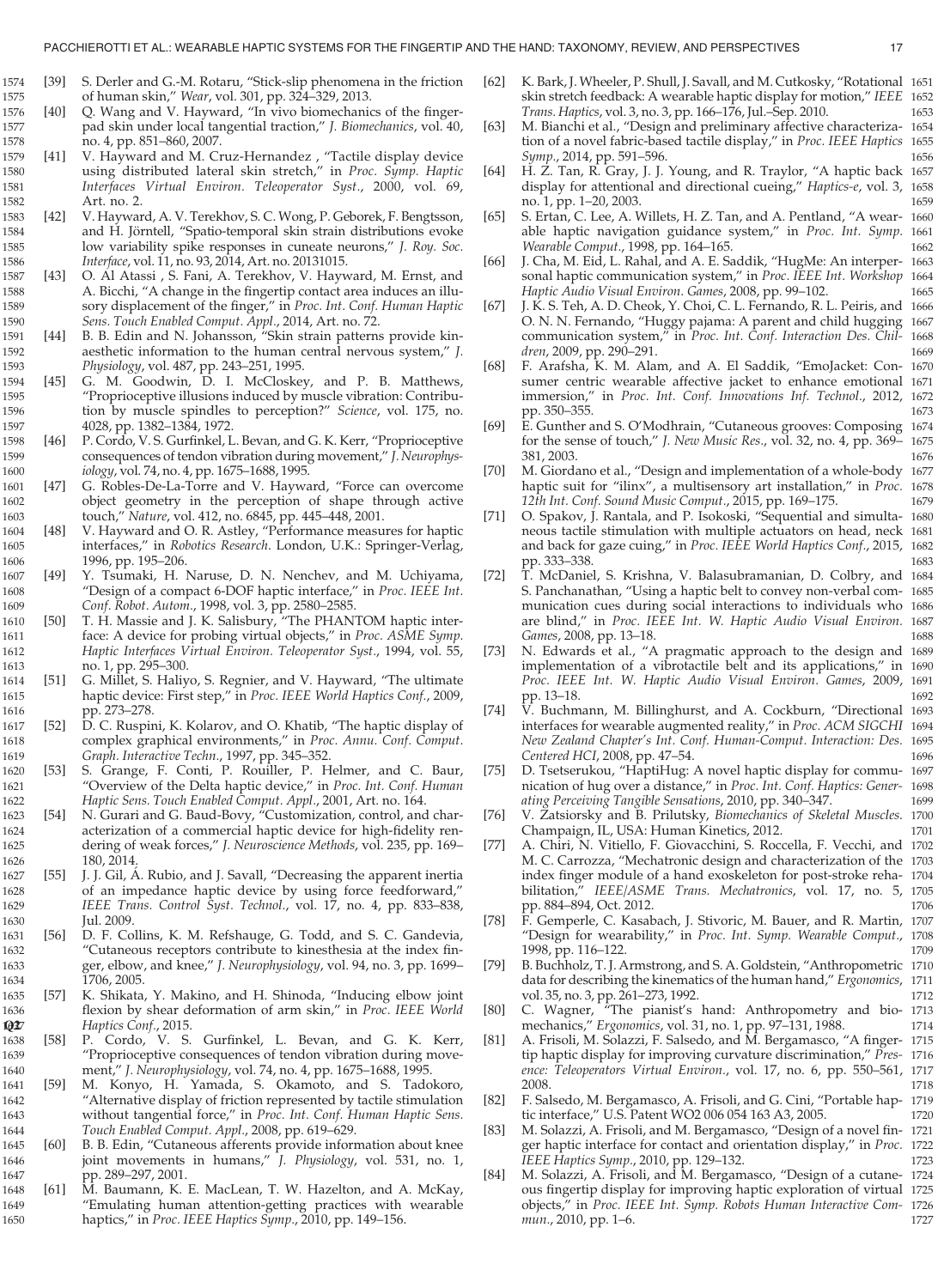[39] S. Derler and G.-M. Rotaru, "Stick-slip phenomena in the friction of human skin," *Wear*, vol. 301, pp. 324–329, 2013.

[40] Q. Wang and V. Hayward, "In vivo biomechanics of the fingerpad skin under local tangential traction," *J. Biomechanics*, vol. 40, no. 4, pp. 851–860, 2007.

[41] V. Hayward and M. Cruz-Hernandez , "Tactile display device using distributed lateral skin stretch," in *Proc. Symp. Haptic Interfaces Virtual Environ. Teleoperator Syst.*, 2000, vol. 69, Art. no. 2.

[42] V. Hayward, A. V. Terekhov, S. C. Wong, P. Geborek, F. Bengtsson, and H. Jörntell, "Spatio-temporal skin strain distributions evoke low variability spike responses in cuneate neurons," *J. Roy. Soc. Interface*, vol. 11, no. 93, 2014, Art. no. 20131015.

[43] O. Al Atassi , S. Fani, A. Terekhov, V. Hayward, M. Ernst, and A. Bicchi, "A change in the fingertip contact area induces an illusory displacement of the finger," in *Proc. Int. Conf. Human Haptic Sens. Touch Enabled Comput. Appl.*, 2014, Art. no. 72.

[44] B. B. Edin and N. Johansson, "Skin strain patterns provide kinaesthetic information to the human central nervous system," *J. Physiology*, vol. 487, pp. 243–251, 1995.

[45] G. M. Goodwin, D. I. McCloskey, and P. B. Matthews, "Proprioceptive illusions induced by muscle vibration: Contribution by muscle spindles to perception?" *Science*, vol. 175, no. 4028, pp. 1382–1384, 1972.

[46] P. Cordo, V. S. Gurfinkel, L. Bevan, and G. K. Kerr, "Proprioceptive consequences of tendon vibration during movement," *J. Neurophysiology*, vol. 74, no. 4, pp. 1675–1688, 1995.

[47] G. Robles-De-La-Torre and V. Hayward, "Force can overcome object geometry in the perception of shape through active touch," *Nature*, vol. 412, no. 6845, pp. 445–448, 2001.

[48] V. Hayward and O. R. Astley, "Performance measures for haptic interfaces," in *Robotics Research*. London, U.K.: Springer-Verlag, 1996, pp. 195–206.

[49] Y. Tsumaki, H. Naruse, D. N. Nenchev, and M. Uchiyama, "Design of a compact 6-DOF haptic interface," in *Proc. IEEE Int. Conf. Robot. Autom.*, 1998, vol. 3, pp. 2580–2585.

[50] T. H. Massie and J. K. Salisbury, "The PHANTOM haptic interface: A device for probing virtual objects," in *Proc. ASME Symp. Haptic Interfaces Virtual Environ. Teleoperator Syst.*, 1994, vol. 55, no. 1, pp. 295–300.

[51] G. Millet, S. Haliyo, S. Regnier, and V. Hayward, "The ultimate haptic device: First step," in *Proc. IEEE World Haptics Conf.*, 2009, pp. 273–278.

[52] D. C. Ruspini, K. Kolarov, and O. Khatib, "The haptic display of complex graphical environments," in *Proc. Annu. Conf. Comput. Graph. Interactive Techn.*, 1997, pp. 345–352.

[53] S. Grange, F. Conti, P. Rouiller, P. Helmer, and C. Baur, "Overview of the Delta haptic device," in *Proc. Int. Conf. Human Haptic Sens. Touch Enabled Comput. Appl.*, 2001, Art. no. 164.

[54] N. Gurari and G. Baud-Bovy, "Customization, control, and characterization of a commercial haptic device for high-fidelity rendering of weak forces," *J. Neuroscience Methods*, vol. 235, pp. 169–180, 2014.

[55] J. J. Gil, Á. Rubio, and J. Savall, "Decreasing the apparent inertia of an impedance haptic device by using force feedforward," *IEEE Trans. Control Syst. Technol.*, vol. 17, no. 4, pp. 833–838, Jul. 2009.

[56] D. F. Collins, K. M. Refshauge, G. Todd, and S. C. Gandevia, "Cutaneous receptors contribute to kinesthesia at the index finger, elbow, and knee," *J. Neurophysiology*, vol. 94, no. 3, pp. 1699–1706, 2005.

[57] K. Shikata, Y. Makino, and H. Shinoda, "Inducing elbow joint flexion by shear deformation of arm skin," in *Proc. IEEE World Haptics Conf.*, 2015.

[58] P. Cordo, V. S. Gurfinkel, L. Bevan, and G. K. Kerr, "Proprioceptive consequences of tendon vibration during movement," *J. Neurophysiology*, vol. 74, no. 4, pp. 1675–1688, 1995.

[59] M. Konyo, H. Yamada, S. Okamoto, and S. Tadokoro, "Alternative display of friction represented by tactile stimulation without tangential force," in *Proc. Int. Conf. Human Haptic Sens. Touch Enabled Comput. Appl.*, 2008, pp. 619–629.

[60] B. B. Edin, "Cutaneous afferents provide information about knee joint movements in humans," *J. Physiology*, vol. 531, no. 1, pp. 289–297, 2001.

[61] M. Baumann, K. E. MacLean, T. W. Hazelton, and A. McKay, "Emulating human attention-getting practices with wearable haptics," in *Proc. IEEE Haptics Symp.*, 2010, pp. 149–156.

[62] K. Bark, J. Wheeler, P. Shull, J. Savall, and M. Cutkosky, "Rotational skin stretch feedback: A wearable haptic display for motion," *IEEE Trans. Haptics*, vol. 3, no. 3, pp. 166–176, Jul.–Sep. 2010.

[63] M. Bianchi et al., "Design and preliminary affective characterization of a novel fabric-based tactile display," in *Proc. IEEE Haptics Symp.*, 2014, pp. 591–596.

[64] H. Z. Tan, R. Gray, J. J. Young, and R. Traylor, "A haptic back display for attentional and directional cueing," *Haptics-e*, vol. 3, no. 1, pp. 1–20, 2003.

[65] S. Ertan, C. Lee, A. Willets, H. Z. Tan, and A. Pentland, "A wearable haptic navigation guidance system," in *Proc. Int. Symp. Wearable Comput.*, 1998, pp. 164–165.

[66] J. Cha, M. Eid, L. Rahal, and A. E. Saddik, "HugMe: An interpersonal haptic communication system," in *Proc. IEEE Int. Workshop Haptic Audio Visual Environ. Games*, 2008, pp. 99–102.

[67] J. K. S. Teh, A. D. Cheok, Y. Choi, C. L. Fernando, R. L. Peiris, and O. N. N. Fernando, "Huggy pajama: A parent and child hugging communication system," in *Proc. Int. Conf. Interaction Des. Children*, 2009, pp. 290–291.

[68] F. Arafsha, K. M. Alam, and A. El Saddik, "EmoJacket: Consumer centric wearable affective jacket to enhance emotional immersion," in *Proc. Int. Conf. Innovations Inf. Technol.*, 2012, pp. 350–355.

[69] E. Gunther and S. O'Modhrain, "Cutaneous grooves: Composing for the sense of touch," *J. New Music Res.*, vol. 32, no. 4, pp. 369–381, 2003.

[70] M. Giordano et al., "Design and implementation of a whole-body haptic suit for "ilinx", a multisensory art installation," in *Proc. 12th Int. Conf. Sound Music Comput.*, 2015, pp. 169–175.

[71] O. Spakov, J. Rantala, and P. Isokoski, "Sequential and simultaneous tactile stimulation with multiple actuators on head, neck and back for gaze cuing," in *Proc. IEEE World Haptics Conf.*, 2015, pp. 333–338.

[72] T. McDaniel, S. Krishna, V. Balasubramanian, D. Colbry, and S. Panchanathan, "Using a haptic belt to convey non-verbal communication cues during social interactions to individuals who are blind," in *Proc. IEEE Int. W. Haptic Audio Visual Environ. Games*, 2008, pp. 13–18.

[73] N. Edwards et al., "A pragmatic approach to the design and implementation of a vibrotactile belt and its applications," in *Proc. IEEE Int. W. Haptic Audio Visual Environ. Games*, 2009, pp. 13–18.

[74] V. Buchmann, M. Billinghurst, and A. Cockburn, "Directional interfaces for wearable augmented reality," in *Proc. ACM SIGCHI New Zealand Chapter's Int. Conf. Human-Comput. Interaction: Des. Centered HCI*, 2008, pp. 47–54.

[75] D. Tsetserukou, "HaptiHug: A novel haptic display for communication of hug over a distance," in *Proc. Int. Conf. Haptics: Generating Perceiving Tangible Sensations*, 2010, pp. 340–347.

[76] V. Zatsiorsky and B. Prilutsky, *Biomechanics of Skeletal Muscles*. Champaign, IL, USA: Human Kinetics, 2012.

[77] A. Chiri, N. Vitiello, F. Giovacchini, S. Roccella, F. Vecchi, and M. C. Carrozza, "Mechatronic design and characterization of the index finger module of a hand exoskeleton for post-stroke rehabilitation," *IEEE/ASME Trans. Mechatronics*, vol. 17, no. 5, pp. 884–894, Oct. 2012.

[78] F. Gemperle, C. Kasabach, J. Stivoric, M. Bauer, and R. Martin, "Design for wearability," in *Proc. Int. Symp. Wearable Comput.*, 1998, pp. 116–122.

[79] B. Buchholz, T. J. Armstrong, and S. A. Goldstein, "Anthropometric data for describing the kinematics of the human hand," *Ergonomics*, vol. 35, no. 3, pp. 261–273, 1992.

[80] C. Wagner, "The pianist's hand: Anthropometry and biomechanics," *Ergonomics*, vol. 31, no. 1, pp. 97–131, 1988.

[81] A. Frisoli, M. Solazzi, F. Salsedo, and M. Bergamasco, "A fingertip haptic display for improving curvature discrimination," *Presence: Teleoperators Virtual Environ.*, vol. 17, no. 6, pp. 550–561, 2008.

[82] F. Salsedo, M. Bergamasco, A. Frisoli, and G. Cini, "Portable haptic interface," U.S. Patent WO2 006 054 163 A3, 2005.

[83] M. Solazzi, A. Frisoli, and M. Bergamasco, "Design of a novel finger haptic interface for contact and orientation display," in *Proc. IEEE Haptics Symp.*, 2010, pp. 129–132.

[84] M. Solazzi, A. Frisoli, and M. Bergamasco, "Design of a cutaneous fingertip display for improving haptic exploration of virtual objects," in *Proc. IEEE Int. Symp. Robots Human Interactive Commun.*, 2010, pp. 1–6.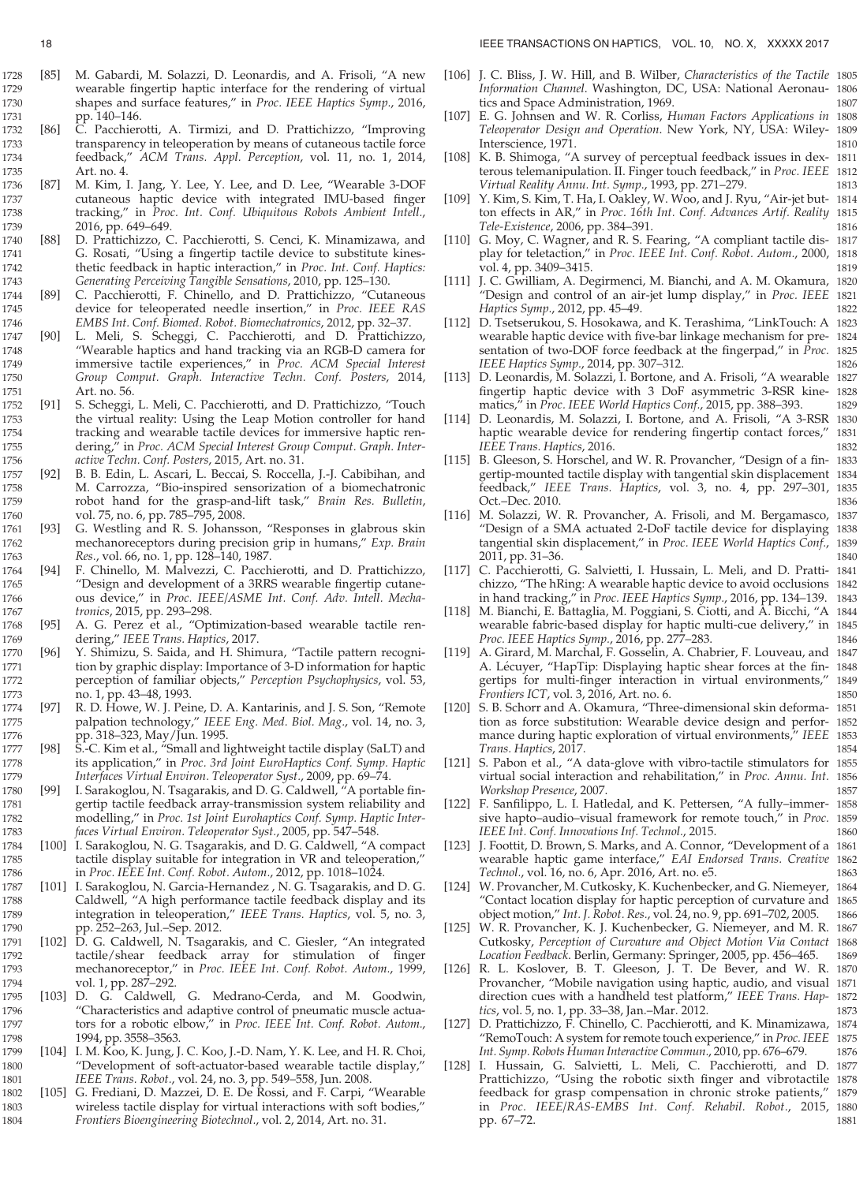[85] M. Gabardi, M. Solazzi, D. Leonardis, and A. Frisoli, "A new wearable fingertip haptic interface for the rendering of virtual shapes and surface features," in *Proc. IEEE Haptics Symp.*, 2016, pp. 140–146.

[86] C. Pacchierotti, A. Tirmizi, and D. Prattichizzo, "Improving transparency in teleoperation by means of cutaneous tactile force feedback," *ACM Trans. Appl. Perception*, vol. 11, no. 1, 2014, Art. no. 4.

[87] M. Kim, I. Jang, Y. Lee, Y. Lee, and D. Lee, "Wearable 3-DOF cutaneous haptic device with integrated IMU-based finger tracking," in *Proc. Int. Conf. Ubiquitous Robots Ambient Intell.*, 2016, pp. 649–649.

[88] D. Prattichizzo, C. Pacchierotti, S. Cenci, K. Minamizawa, and G. Rosati, "Using a fingertip tactile device to substitute kinesthetic feedback in haptic interaction," in *Proc. Int. Conf. Haptics: Generating Perceiving Tangible Sensations*, 2010, pp. 125–130.

[89] C. Pacchierotti, F. Chinello, and D. Prattichizzo, "Cutaneous device for teleoperated needle insertion," in *Proc. IEEE RAS EMBS Int. Conf. Biomed. Robot. Biomechatronics*, 2012, pp. 32–37.

[90] L. Meli, S. Scheggi, C. Pacchierotti, and D. Prattichizzo, "Wearable haptics and hand tracking via an RGB-D camera for immersive tactile experiences," in *Proc. ACM Special Interest Group Comput. Graph. Interactive Techn. Conf. Posters*, 2014, Art. no. 56.

[91] S. Scheggi, L. Meli, C. Pacchierotti, and D. Prattichizzo, "Touch the virtual reality: Using the Leap Motion controller for hand tracking and wearable tactile devices for immersive haptic rendering," in *Proc. ACM Special Interest Group Comput. Graph. Interactive Techn. Conf. Posters*, 2015, Art. no. 31.

[92] B. B. Edin, L. Ascari, L. Beccai, S. Roccella, J.-J. Cabibihan, and M. Carrozza, "Bio-inspired sensorization of a biomechatronic robot hand for the grasp-and-lift task," *Brain Res. Bulletin*, vol. 75, no. 6, pp. 785–795, 2008.

[93] G. Westling and R. S. Johansson, "Responses in glabrous skin mechanoreceptors during precision grip in humans," *Exp. Brain Res.*, vol. 66, no. 1, pp. 128–140, 1987.

[94] F. Chinello, M. Malvezzi, C. Pacchierotti, and D. Prattichizzo, "Design and development of a 3RRS wearable fingertip cutaneous device," in *Proc. IEEE/ASME Int. Conf. Adv. Intell. Mechatronics*, 2015, pp. 293–298.

[95] A. G. Perez et al., "Optimization-based wearable tactile rendering," *IEEE Trans. Haptics*, 2017.

[96] Y. Shimizu, S. Saida, and H. Shimura, "Tactile pattern recognition by graphic display: Importance of 3-D information for haptic perception of familiar objects," *Perception Psychophysics*, vol. 53, no. 1, pp. 43–48, 1993.

[97] R. D. Howe, W. J. Peine, D. A. Kantarinis, and J. S. Son, "Remote palpation technology," *IEEE Eng. Med. Biol. Mag.*, vol. 14, no. 3, pp. 318–323, May/Jun. 1995.

[98] S.-C. Kim et al., "Small and lightweight tactile display (SaLT) and its application," in *Proc. 3rd Joint EuroHaptics Conf. Symp. Haptic Interfaces Virtual Environ. Teleoperator Syst.*, 2009, pp. 69–74.

[99] I. Sarakoglou, N. Tsagarakis, and D. G. Caldwell, "A portable fingertip tactile feedback array-transmission system reliability and modelling," in *Proc. 1st Joint Eurohaptics Conf. Symp. Haptic Interfaces Virtual Environ. Teleoperator Syst.*, 2005, pp. 547–548.

[100] I. Sarakoglou, N. G. Tsagarakis, and D. G. Caldwell, "A compact tactile display suitable for integration in VR and teleoperation," in *Proc. IEEE Int. Conf. Robot. Autom.*, 2012, pp. 1018–1024.

[101] I. Sarakoglou, N. Garcia-Hernandez , N. G. Tsagarakis, and D. G. Caldwell, "A high performance tactile feedback display and its integration in teleoperation," *IEEE Trans. Haptics*, vol. 5, no. 3, pp. 252–263, Jul.–Sep. 2012.

[102] D. G. Caldwell, N. Tsagarakis, and C. Giesler, "An integrated tactile/shear feedback array for stimulation of finger mechanoreceptor," in *Proc. IEEE Int. Conf. Robot. Autom.*, 1999, vol. 1, pp. 287–292.

[103] D. G. Caldwell, G. Medrano-Cerda, and M. Goodwin, "Characteristics and adaptive control of pneumatic muscle actuators for a robotic elbow," in *Proc. IEEE Int. Conf. Robot. Autom.*, 1994, pp. 3558–3563.

[104] I. M. Koo, K. Jung, J. C. Koo, J.-D. Nam, Y. K. Lee, and H. R. Choi, "Development of soft-actuator-based wearable tactile display," *IEEE Trans. Robot.*, vol. 24, no. 3, pp. 549–558, Jun. 2008.

[105] G. Frediani, D. Mazzei, D. E. De Rossi, and F. Carpi, "Wearable wireless tactile display for virtual interactions with soft bodies," *Frontiers Bioengineering Biotechnol.*, vol. 2, 2014, Art. no. 31.

[106] J. C. Bliss, J. W. Hill, and B. Wilber, *Characteristics of the Tactile Information Channel*. Washington, DC, USA: National Aeronautics and Space Administration, 1969.

[107] E. G. Johnsen and W. R. Corliss, *Human Factors Applications in Teleoperator Design and Operation*. New York, NY, USA: Wiley-Interscience, 1971.

[108] K. B. Shimoga, "A survey of perceptual feedback issues in dexterous telemanipulation. II. Finger touch feedback," in *Proc. IEEE Virtual Reality Annu. Int. Symp.*, 1993, pp. 271–279.

[109] Y. Kim, S. Kim, T. Ha, I. Oakley, W. Woo, and J. Ryu, "Air-jet button effects in AR," in *Proc. 16th Int. Conf. Advances Artif. Reality Tele-Existence*, 2006, pp. 384–391.

[110] G. Moy, C. Wagner, and R. S. Fearing, "A compliant tactile display for teletaction," in *Proc. IEEE Int. Conf. Robot. Autom.*, 2000, vol. 4, pp. 3409–3415.

[111] J. C. Gwilliam, A. Degirmenci, M. Bianchi, and A. M. Okamura, "Design and control of an air-jet lump display," in *Proc. IEEE Haptics Symp.*, 2012, pp. 45–49.

[112] D. Tsetserukou, S. Hosokawa, and K. Terashima, "LinkTouch: A wearable haptic device with five-bar linkage mechanism for presentation of two-DOF force feedback at the fingerpad," in *Proc. IEEE Haptics Symp.*, 2014, pp. 307–312.

[113] D. Leonardis, M. Solazzi, I. Bortone, and A. Frisoli, "A wearable fingertip haptic device with 3 DoF asymmetric 3-RSR kinematics," in *Proc. IEEE World Haptics Conf.*, 2015, pp. 388–393.

[114] D. Leonardis, M. Solazzi, I. Bortone, and A. Frisoli, "A 3-RSR haptic wearable device for rendering fingertip contact forces," *IEEE Trans. Haptics*, 2016.

[115] B. Gleeson, S. Horschel, and W. R. Provancher, "Design of a fingertip-mounted tactile display with tangential skin displacement feedback," *IEEE Trans. Haptics*, vol. 3, no. 4, pp. 297–301, Oct.–Dec. 2010.

[116] M. Solazzi, W. R. Provancher, A. Frisoli, and M. Bergamasco, "Design of a SMA actuated 2-DoF tactile device for displaying tangential skin displacement," in *Proc. IEEE World Haptics Conf.*, 2011, pp. 31–36.

[117] C. Pacchierotti, G. Salvietti, I. Hussain, L. Meli, and D. Prattichizzo, "The hRing: A wearable haptic device to avoid occlusions in hand tracking," in *Proc. IEEE Haptics Symp.*, 2016, pp. 134–139.

[118] M. Bianchi, E. Battaglia, M. Poggiani, S. Ciotti, and A. Bicchi, "A wearable fabric-based display for haptic multi-cue delivery," in *Proc. IEEE Haptics Symp.*, 2016, pp. 277–283.

[119] A. Girard, M. Marchal, F. Gosselin, A. Chabrier, F. Louveau, and A. Lécuyer, "HapTip: Displaying haptic shear forces at the fingertips for multi-finger interaction in virtual environments," *Frontiers ICT*, vol. 3, 2016, Art. no. 6.

[120] S. B. Schorr and A. Okamura, "Three-dimensional skin deformation as force substitution: Wearable device design and performance during haptic exploration of virtual environments," *IEEE Trans. Haptics*, 2017.

[121] S. Pabon et al., "A data-glove with vibro-tactile stimulators for virtual social interaction and rehabilitation," in *Proc. Annu. Int. Workshop Presence*, 2007.

[122] F. Sanfilippo, L. I. Hatledal, and K. Pettersen, "A fully–immersive hapto–audio–visual framework for remote touch," in *Proc. IEEE Int. Conf. Innovations Inf. Technol.*, 2015.

[123] J. Foottit, D. Brown, S. Marks, and A. Connor, "Development of a wearable haptic game interface," *EAI Endorsed Trans. Creative Technol.*, vol. 16, no. 6, Apr. 2016, Art. no. e5.

[124] W. Provancher, M. Cutkosky, K. Kuchenbecker, and G. Niemeyer, "Contact location display for haptic perception of curvature and object motion," *Int. J. Robot. Res.*, vol. 24, no. 9, pp. 691–702, 2005.

[125] W. R. Provancher, K. J. Kuchenbecker, G. Niemeyer, and M. R. Cutkosky, *Perception of Curvature and Object Motion Via Contact Location Feedback*. Berlin, Germany: Springer, 2005, pp. 456–465.

[126] R. L. Koslover, B. T. Gleeson, J. T. De Bever, and W. R. Provancher, "Mobile navigation using haptic, audio, and visual direction cues with a handheld test platform," *IEEE Trans. Haptics*, vol. 5, no. 1, pp. 33–38, Jan.–Mar. 2012.

[127] D. Prattichizzo, F. Chinello, C. Pacchierotti, and K. Minamizawa, "RemoTouch: A system for remote touch experience," in *Proc. IEEE Int. Symp. Robots Human Interactive Commun.*, 2010, pp. 676–679.

[128] I. Hussain, G. Salvietti, L. Meli, C. Pacchierotti, and D. Prattichizzo, "Using the robotic sixth finger and vibrotactile feedback for grasp compensation in chronic stroke patients," in *Proc. IEEE/RAS-EMBS Int. Conf. Rehabil. Robot.*, 2015, pp. 67–72.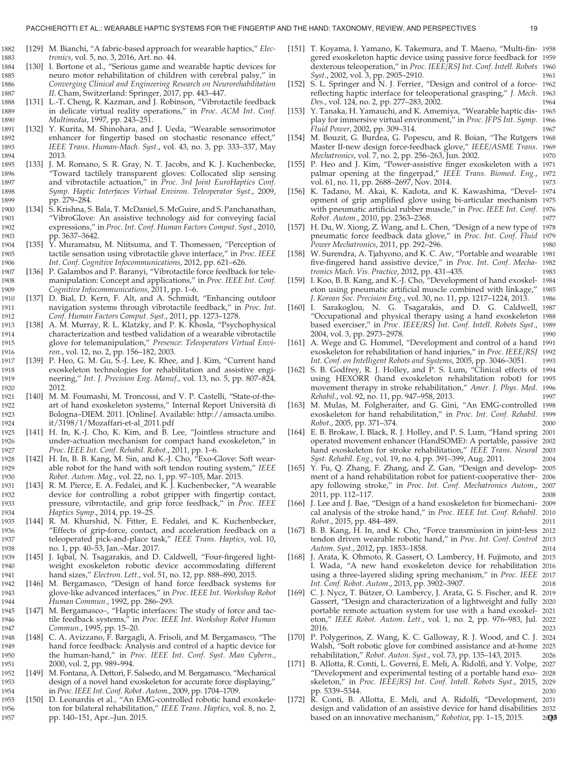[129] M. Bianchi, "A fabric-based approach for wearable haptics," *Electronics*, vol. 5, no. 3, 2016, Art. no. 44.

[130] I. Bortone et al., "Serious game and wearable haptic devices for neuro motor rehabilitation of children with cerebral palsy," in *Converging Clinical and Engineering Research on Neurorehabilitation II*. Cham, Switzerland: Springer, 2017, pp. 443–447.

[131] L.-T. Cheng, R. Kazman, and J. Robinson, "Vibrotactile feedback in delicate virtual reality operations," in *Proc. ACM Int. Conf. Multimedia*, 1997, pp. 243–251.

[132] Y. Kurita, M. Shinohara, and J. Ueda, "Wearable sensorimotor enhancer for fingertip based on stochastic resonance effect," *IEEE Trans. Human-Mach. Syst.*, vol. 43, no. 3, pp. 333–337, May 2013.

[133] J. M. Romano, S. R. Gray, N. T. Jacobs, and K. J. Kuchenbecke, "Toward tactilely transparent gloves: Collocated slip sensing and vibrotactile actuation," in *Proc. 3rd Joint EuroHaptics Conf. Symp. Haptic Interfaces Virtual Environ. Teleoperator Syst.*, 2009, pp. 279–284.

[134] S. Krishna, S. Bala, T. McDaniel, S. McGuire, and S. Panchanathan, "VibroGlove: An assistive technology aid for conveying facial expressions," in *Proc. Int. Conf. Human Factors Comput. Syst.*, 2010, pp. 3637–3642.

[135] Y. Muramatsu, M. Niitsuma, and T. Thomessen, "Perception of tactile sensation using vibrotactile glove interface," in *Proc. IEEE Int. Conf. Cognitive Infocommunications*, 2012, pp. 621–626.

[136] P. Galambos and P. Baranyi, "Vibrotactile force feedback for telemanipulation: Concept and applications," in *Proc. IEEE Int. Conf. Cognitive Infocommunications*, 2011, pp. 1–6.

[137] D. Bial, D. Kern, F. Alt, and A. Schmidt, "Enhancing outdoor navigation systems through vibrotactile feedback," in *Proc. Int. Conf. Human Factors Comput. Syst.*, 2011, pp. 1273–1278.

[138] A. M. Murray, R. L. Klatzky, and P. K. Khosla, "Psychophysical characterization and testbed validation of a wearable vibrotactile glove for telemanipulation," *Presence: Teleoperators Virtual Environ.*, vol. 12, no. 2, pp. 156–182, 2003.

[139] P. Heo, G. M. Gu, S.-J. Lee, K. Rhee, and J. Kim, "Current hand exoskeleton technologies for rehabilitation and assistive engineering," *Int. J. Precision Eng. Manuf.*, vol. 13, no. 5, pp. 807–824, 2012.

[140] M. M. Foumashi, M. Troncossi, and V. P. Castelli, "State-of-the-art of hand exoskeleton systems," Internal Report Università di Bologna–DIEM. 2011. [Online]. Available: http://amsacta.unibo.it/3198/1/Mozaffari-et-al_2011.pdf

[141] H. In, K.-J. Cho, K. Kim, and B. Lee, "Jointless structure and under-actuation mechanism for compact hand exoskeleton," in *Proc. IEEE Int. Conf. Rehabil. Robot.*, 2011, pp. 1–6.

[142] H. In, B. B. Kang, M. Sin, and K.-J. Cho, "Exo-Glove: Soft wearable robot for the hand with soft tendon routing system," *IEEE Robot. Autom. Mag.*, vol. 22, no. 1, pp. 97–105, Mar. 2015.

[143] R. M. Pierce, E. A. Fedalei, and K. J. Kuchenbecker, "A wearable device for controlling a robot gripper with fingertip contact, pressure, vibrotactile, and grip force feedback," in *Proc. IEEE Haptics Symp.*, 2014, pp. 19–25.

[144] R. M. Khurshid, N. Fitter, E. Fedalei, and K. Kuchenbecker, "Effects of grip-force, contact, and acceleration feedback on a teleoperated pick-and-place task," *IEEE Trans. Haptics*, vol. 10, no. 1, pp. 40–53, Jan.–Mar. 2017.

[145] J. Iqbal, N. Tsagarakis, and D. Caldwell, "Four-fingered lightweight exoskeleton robotic device accommodating different hand sizes," *Electron. Lett.*, vol. 51, no. 12, pp. 888–890, 2015.

[146] M. Bergamasco, "Design of hand force feedback systems for glove-like advanced interfaces," in *Proc. IEEE Int. Workshop Robot Human Commun.*, 1992, pp. 286–293.

[147] M. Bergamasco–, "Haptic interfaces: The study of force and tactile feedback systems," in *Proc. IEEE Int. Workshop Robot Human Commun.*, 1995, pp. 15–20.

[148] C. A. Avizzano, F. Bargagli, A. Frisoli, and M. Bergamasco, "The hand force feedback: Analysis and control of a haptic device for the human-hand," in *Proc. IEEE Int. Conf. Syst. Man Cybern.*, 2000, vol. 2, pp. 989–994.

[149] M. Fontana, A. Dettori, F. Salsedo, and M. Bergamasco, "Mechanical design of a novel hand exoskeleton for accurate force displaying," in *Proc. IEEE Int. Conf. Robot. Autom.*, 2009, pp. 1704–1709.

[150] D. Leonardis et al., "An EMG-controlled robotic hand exoskeleton for bilateral rehabilitation," *IEEE Trans. Haptics*, vol. 8, no. 2, pp. 140–151, Apr.–Jun. 2015.

[151] T. Koyama, I. Yamano, K. Takemura, and T. Maeno, "Multi-fingered exoskeleton haptic device using passive force feedback for dexterous teleoperation," in *Proc. IEEE/RSJ Int. Conf. Intell. Robots Syst.*, 2002, vol. 3, pp. 2905–2910.

[152] S. L. Springer and N. J. Ferrier, "Design and control of a force-reflecting haptic interface for teleoperational grasping," *J. Mech. Des.*, vol. 124, no. 2, pp. 277–283, 2002.

[153] Y. Tanaka, H. Yamauchi, and K. Amemiya, "Wearable haptic display for immersive virtual environment," in *Proc. JFPS Int. Symp. Fluid Power*, 2002, pp. 309–314.

[154] M. Bouzit, G. Burdea, G. Popescu, and R. Boian, "The Rutgers Master II-new design force-feedback glove," *IEEE/ASME Trans. Mechatronics*, vol. 7, no. 2, pp. 256–263, Jun. 2002.

[155] P. Heo and J. Kim, "Power-assistive finger exoskeleton with a palmar opening at the fingerpad," *IEEE Trans. Biomed. Eng.*, vol. 61, no. 11, pp. 2688–2697, Nov. 2014.

[156] K. Tadano, M. Akai, K. Kadota, and K. Kawashima, "Development of grip amplified glove using bi-articular mechanism with pneumatic artificial rubber muscle," in *Proc. IEEE Int. Conf. Robot. Autom.*, 2010, pp. 2363–2368.

[157] H. Du, W. Xiong, Z. Wang, and L. Chen, "Design of a new type of pneumatic force feedback data glove," in *Proc. Int. Conf. Fluid Power Mechatronics*, 2011, pp. 292–296.

[158] W. Surendra, A. Tjahyono, and K. C. Aw, "Portable and wearable five-fingered hand assistive device," in *Proc. Int. Conf. Mechatronics Mach. Vis. Practice*, 2012, pp. 431–435.

[159] I. Koo, B. B. Kang, and K.-J. Cho, "Development of hand exoskeleton using pneumatic artificial muscle combined with linkage," *J. Korean Soc. Precision Eng.*, vol. 30, no. 11, pp. 1217–1224, 2013.

[160] I. Sarakoglou, N. G. Tsagarakis, and D. G. Caldwell, "Occupational and physical therapy using a hand exoskeleton based exerciser," in *Proc. IEEE/RSJ Int. Conf. Intell. Robots Syst.*, 2004, vol. 3, pp. 2973–2978.

[161] A. Wege and G. Hommel, "Development and control of a hand exoskeleton for rehabilitation of hand injuries," in *Proc. IEEE/RSJ Int. Conf. on Intelligent Robots and Systems*, 2005, pp. 3046–3051.

[162] S. B. Godfrey, R. J. Holley, and P. S. Lum, "Clinical effects of using HEXORR (hand exoskeleton rehabilitation robot) for movement therapy in stroke rehabilitation," *Amer. J. Phys. Med. Rehabil.*, vol. 92, no. 11, pp. 947–958, 2013.

[163] M. Mulas, M. Folgheraiter, and G. Gini, "An EMG-controlled exoskeleton for hand rehabilitation," in *Proc. Int. Conf. Rehabil. Robot.*, 2005, pp. 371–374.

[164] E. B. Brokaw, I. Black, R. J. Holley, and P. S. Lum, "Hand spring operated movement enhancer (HandSOME): A portable, passive hand exoskeleton for stroke rehabilitation," *IEEE Trans. Neural Syst. Rehabil. Eng.*, vol. 19, no. 4, pp. 391–399, Aug. 2011.

[165] Y. Fu, Q. Zhang, F. Zhang, and Z. Gan, "Design and development of a hand rehabilitation robot for patient-cooperative therapy following stroke," in *Proc. Int. Conf. Mechatronics Autom.*, 2011, pp. 112–117.

[166] J. Lee and J. Bae, "Design of a hand exoskeleton for biomechanical analysis of the stroke hand," in *Proc. IEEE Int. Conf. Rehabil. Robot.*, 2015, pp. 484–489.

[167] B. B. Kang, H. In, and K. Cho, "Force transmission in joint-less tendon driven wearable robotic hand," in *Proc. Int. Conf. Control Autom. Syst.*, 2012, pp. 1853–1858.

[168] J. Arata, K. Ohmoto, R. Gassert, O. Lambercy, H. Fujimoto, and I. Wada, "A new hand exoskeleton device for rehabilitation using a three-layered sliding spring mechanism," in *Proc. IEEE Int. Conf. Robot. Autom.*, 2013, pp. 3902–3907.

[169] C. J. Nycz, T. Bützer, O. Lambercy, J. Arata, G. S. Fischer, and R. Gassert, "Design and characterization of a lightweight and fully portable remote actuation system for use with a hand exoskeleton," *IEEE Robot. Autom. Lett.*, vol. 1, no. 2, pp. 976–983, Jul. 2016.

[170] P. Polygerinos, Z. Wang, K. C. Galloway, R. J. Wood, and C. J. Walsh, "Soft robotic glove for combined assistance and at-home rehabilitation," *Robot. Auton. Syst.*, vol. 73, pp. 135–143, 2015.

[171] B. Allotta, R. Conti, L. Governi, E. Meli, A. Ridolfi, and Y. Volpe, "Development and experimental testing of a portable hand exoskeleton," in *Proc. IEEE/RSJ Int. Conf. Intell. Robots Syst.*, 2015, pp. 5339–5344.

[172] R. Conti, B. Allotta, E. Meli, and A. Ridolfi, "Development, design and validation of an assistive device for hand disabilities based on an innovative mechanism," *Robotica*, pp. 1–15, 2015.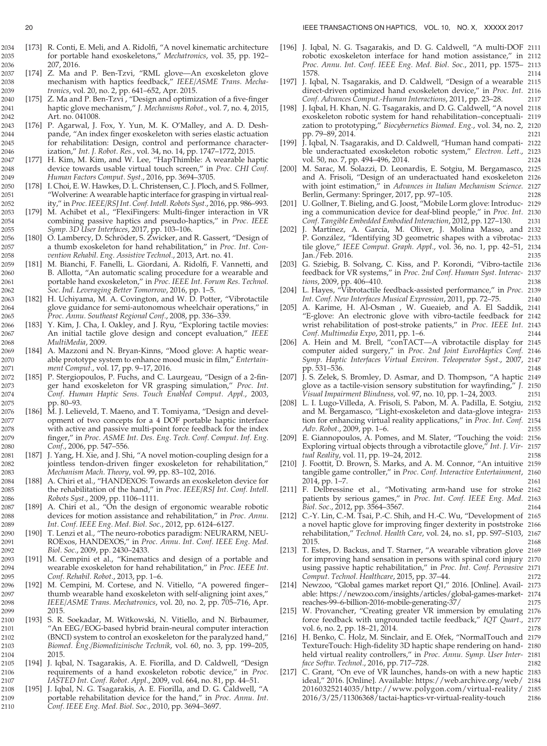[173] R. Conti, E. Meli, and A. Ridolfi, "A novel kinematic architecture for portable hand exoskeletons," *Mechatronics*, vol. 35, pp. 192–207, 2016.

[174] Z. Ma and P. Ben-Tzvi, "RML glove—An exoskeleton glove mechanism with haptics feedback," *IEEE/ASME Trans. Mechatronics*, vol. 20, no. 2, pp. 641–652, Apr. 2015.

[175] Z. Ma and P. Ben-Tzvi , "Design and optimization of a five-finger haptic glove mechanism," *J. Mechanisms Robot.*, vol. 7, no. 4, 2015, Art. no. 041008.

[176] P. Agarwal, J. Fox, Y. Yun, M. K. O'Malley, and A. D. Deshpande, "An index finger exoskeleton with series elastic actuation for rehabilitation: Design, control and performance characterization," *Int. J. Robot. Res.*, vol. 34, no. 14, pp. 1747–1772, 2015.

[177] H. Kim, M. Kim, and W. Lee, "HapThimble: A wearable haptic device towards usable virtual touch screen," in *Proc. CHI Conf. Human Factors Comput. Syst.*, 2016, pp. 3694–3705.

[178] I. Choi, E. W. Hawkes, D. L. Christensen, C. J. Ploch, and S. Follmer, "Wolverine: A wearable haptic interface for grasping in virtual reality," in *Proc. IEEE/RSJ Int. Conf. Intell. Robots Syst.*, 2016, pp. 986–993.

[179] M. Achibet et al., "FlexiFingers: Multi-finger interaction in VR combining passive haptics and pseudo-haptics," in *Proc. IEEE Symp. 3D User Interfaces*, 2017, pp. 103–106.

[180] O. Lambercy, D. Schröder, S. Zwicker, and R. Gassert, "Design of a thumb exoskeleton for hand rehabilitation," in *Proc. Int. Convention Rehabil. Eng. Assistive Technol.*, 2013, Art. no. 41.

[181] M. Bianchi, F. Fanelli, L. Giordani, A. Ridolfi, F. Vannetti, and B. Allotta, "An automatic scaling procedure for a wearable and portable hand exoskeleton," in *Proc. IEEE Int. Forum Res. Technol. Soc. Ind. Leveraging Better Tomorrow*, 2016, pp. 1–5.

[182] H. Uchiyama, M. A. Covington, and W. D. Potter, "Vibrotactile glove guidance for semi-autonomous wheelchair operations," in *Proc. Annu. Southeast Regional Conf.*, 2008, pp. 336–339.

[183] Y. Kim, J. Cha, I. Oakley, and J. Ryu, "Exploring tactile movies: An initial tactile glove design and concept evaluation," *IEEE MultiMedia*, 2009.

[184] A. Mazzoni and N. Bryan-Kinns, "Mood glove: A haptic wearable prototype system to enhance mood music in film," *Entertainment Comput.*, vol. 17, pp. 9–17, 2016.

[185] P. Stergiopoulos, P. Fuchs, and C. Laurgeau, "Design of a 2-finger hand exoskeleton for VR grasping simulation," *Proc. Int. Conf. Human Haptic Sens. Touch Enabled Comput. Appl.*, 2003, pp. 80–93.

[186] M. J. Lelieveld, T. Maeno, and T. Tomiyama, "Design and development of two concepts for a 4 DOF portable haptic interface with active and passive multi-point force feedback for the index finger," in *Proc. ASME Int. Des. Eng. Tech. Conf. Comput. Inf. Eng. Conf.*, 2006, pp. 547–556.

[187] J. Yang, H. Xie, and J. Shi, "A novel motion-coupling design for a jointless tendon-driven finger exoskeleton for rehabilitation," *Mechanism Mach. Theory*, vol. 99, pp. 83–102, 2016.

[188] A. Chiri et al., "HANDEXOS: Towards an exoskeleton device for the rehabilitation of the hand," in *Proc. IEEE/RSJ Int. Conf. Intell. Robots Syst.*, 2009, pp. 1106–1111.

[189] A. Chiri et al., "On the design of ergonomic wearable robotic devices for motion assistance and rehabilitation," in *Proc. Annu. Int. Conf. IEEE Eng. Med. Biol. Soc.*, 2012, pp. 6124–6127.

[190] T. Lenzi et al., "The neuro-robotics paradigm: NEURARM, NEUROExos, HANDEXOS," in *Proc. Annu. Int. Conf. IEEE Eng. Med. Biol. Soc.*, 2009, pp. 2430–2433.

[191] M. Cempini et al., "Kinematics and design of a portable and wearable exoskeleton for hand rehabilitation," in *Proc. IEEE Int. Conf. Rehabil. Robot.*, 2013, pp. 1–6.

[192] M. Cempini, M. Cortese, and N. Vitiello, "A powered finger–thumb wearable hand exoskeleton with self-aligning joint axes," *IEEE/ASME Trans. Mechatronics*, vol. 20, no. 2, pp. 705–716, Apr. 2015.

[193] S. R. Soekadar, M. Witkowski, N. Vitiello, and N. Birbaumer, "An EEG/EOG-based hybrid brain-neural computer interaction (BNCI) system to control an exoskeleton for the paralyzed hand," *Biomed. Eng./Biomedizinische Technik*, vol. 60, no. 3, pp. 199–205, 2015.

[194] J. Iqbal, N. Tsagarakis, A. E. Fiorilla, and D. Caldwell, "Design requirements of a hand exoskeleton robotic device," in *Proc. IASTED Int. Conf. Robot. Appl.*, 2009, vol. 664, no. 81, pp. 44–51.

[195] J. Iqbal, N. G. Tsagarakis, A. E. Fiorilla, and D. G. Caldwell, "A portable rehabilitation device for the hand," in *Proc. Annu. Int. Conf. IEEE Eng. Med. Biol. Soc.*, 2010, pp. 3694–3697.

[196] J. Iqbal, N. G. Tsagarakis, and D. G. Caldwell, "A multi-DOF robotic exoskeleton interface for hand motion assistance," in *Proc. Annu. Int. Conf. IEEE Eng. Med. Biol. Soc.*, 2011, pp. 1575–1578.

[197] J. Iqbal, N. Tsagarakis, and D. Caldwell, "Design of a wearable direct-driven optimized hand exoskeleton device," in *Proc. Int. Conf. Advances Comput.-Human Interactions*, 2011, pp. 23–28.

[198] J. Iqbal, H. Khan, N. G. Tsagarakis, and D. G. Caldwell, "A novel exoskeleton robotic system for hand rehabilitation–conceptualization to prototyping," *Biocybernetics Biomed. Eng.*, vol. 34, no. 2, pp. 79–89, 2014.

[199] J. Iqbal, N. Tsagarakis, and D. Caldwell, "Human hand compatible underactuated exoskeleton robotic system," *Electron. Lett.*, vol. 50, no. 7, pp. 494–496, 2014.

[200] M. Sarac, M. Solazzi, D. Leonardis, E. Sotgiu, M. Bergamasco, and A. Frisoli, "Design of an underactuated hand exoskeleton with joint estimation," in *Advances in Italian Mechanism Science*. Berlin, Germany: Springer, 2017, pp. 97–105.

[201] U. Gollner, T. Bieling, and G. Joost, "Mobile Lorm glove: Introducing a communication device for deaf-blind people," in *Proc. Int. Conf. Tangible Embedded Embodied Interaction*, 2012, pp. 127–130.

[202] J. Martínez, A. García, M. Oliver, J. Molina Masso, and P. González, "Identifying 3D geometric shapes with a vibrotactile glove," *IEEE Comput. Graph. Appl.*, vol. 36, no. 1, pp. 42–51, Jan./Feb. 2016.

[203] G. Sziebig, B. Solvang, C. Kiss, and P. Korondi, "Vibro-tactile feedback for VR systems," in *Proc. 2nd Conf. Human Syst. Interactions*, 2009, pp. 406–410.

[204] L. Hayes, "Vibrotactile feedback-assisted performance," in *Proc. Int. Conf. New Interfaces Musical Expression*, 2011, pp. 72–75.

[205] A. Karime, H. Al-Osman , W. Gueaieb, and A. El Saddik, "E-glove: An electronic glove with vibro-tactile feedback for wrist rehabilitation of post-stroke patients," in *Proc. IEEE Int. Conf. Multimedia Expo*, 2011, pp. 1–6.

[206] A. Hein and M. Brell, "conTACT—A vibrotactile display for computer aided surgery," in *Proc. 2nd Joint EuroHaptics Conf. Symp. Haptic Interfaces Virtual Environ. Teleoperator Syst.*, 2007, pp. 531–536.

[207] J. S. Zelek, S. Bromley, D. Asmar, and D. Thompson, "A haptic glove as a tactile-vision sensory substitution for wayfinding," *J. Visual Impairment Blindness*, vol. 97, no. 10, pp. 1–24, 2003.

[208] L. I. Lugo-Villeda, A. Frisoli, S. Pabon, M. A. Padilla, E. Sotgiu, and M. Bergamasco, "Light-exoskeleton and data-glove integration for enhancing virtual reality applications," in *Proc. Int. Conf. Adv. Robot.*, 2009, pp. 1–6.

[209] E. Giannopoulos, A. Pomes, and M. Slater, "Touching the void: Exploring virtual objects through a vibrotactile glove," *Int. J. Virtual Reality*, vol. 11, pp. 19–24, 2012.

[210] J. Foottit, D. Brown, S. Marks, and A. M. Connor, "An intuitive tangible game controller," in *Proc. Conf. Interactive Entertainment*, 2014, pp. 1–7.

[211] F. Delbressine et al., "Motivating arm-hand use for stroke patients by serious games," in *Proc. Int. Conf. IEEE Eng. Med. Biol. Soc.*, 2012, pp. 3564–3567.

[212] C.-Y. Lin, C.-M. Tsai, P.-C. Shih, and H.-C. Wu, "Development of a novel haptic glove for improving finger dexterity in poststroke rehabilitation," *Technol. Health Care*, vol. 24, no. s1, pp. S97–S103, 2015.

[213] T. Estes, D. Backus, and T. Starner, "A wearable vibration glove for improving hand sensation in persons with spinal cord injury using passive haptic rehabilitation," in *Proc. Int. Conf. Pervasive Comput. Technol. Healthcare*, 2015, pp. 37–44.

[214] Newzoo, "Global games market report Q1," 2016. [Online]. Available: https://newzoo.com/insights/articles/global-games-market-reaches-99-6-billion-2016-mobile-generating-37/

[215] W. Provancher, "Creating greater VR immersion by emulating force feedback with ungrounded tactile feedback," *IQT Quart.*, vol. 6, no. 2, pp. 18–21, 2014.

[216] H. Benko, C. Holz, M. Sinclair, and E. Ofek, "NormalTouch and TextureTouch: High-fidelity 3D haptic shape rendering on handheld virtual reality controllers," in *Proc. Annu. Symp. User Interface Softw. Technol.*, 2016, pp. 717–728.

[217] C. Grant, "On eve of VR launches, hands-on with a new haptic ideal," 2016. [Online]. Available: https://web.archive.org/web/20160325214035/http://www.polygon.com/virtual-reality/2016/3/25/11306368/tactai-haptics-vr-virtual-reality-touch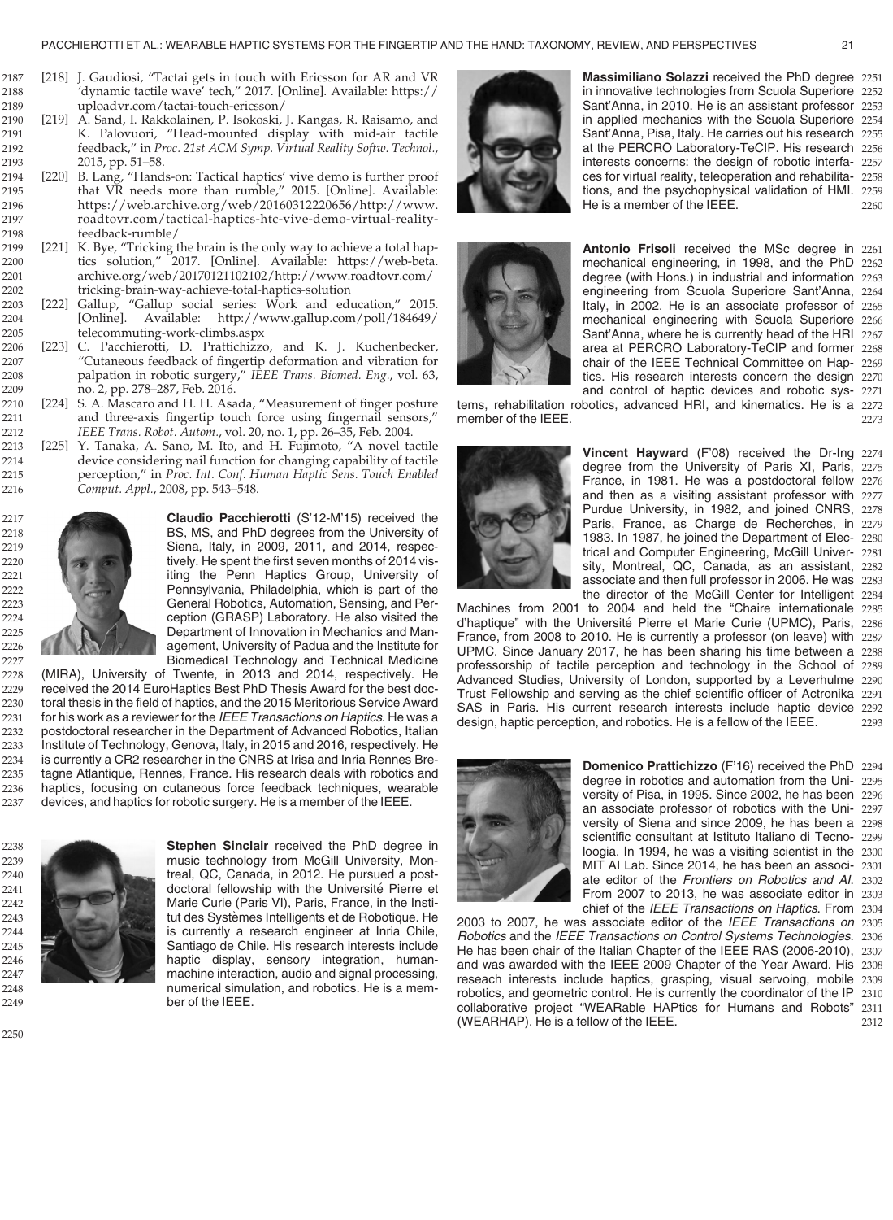[218] J. Gaudiosi, "Tactai gets in touch with Ericsson for AR and VR 'dynamic tactile wave' tech," 2017. [Online]. Available: https://uploadvr.com/tactai-touch-ericsson/

[219] A. Sand, I. Rakkolainen, P. Isokoski, J. Kangas, R. Raisamo, and K. Palovuori, "Head-mounted display with mid-air tactile feedback," in *Proc. 21st ACM Symp. Virtual Reality Softw. Technol.*, 2015, pp. 51–58.

[220] B. Lang, "Hands-on: Tactical haptics' vive demo is further proof that VR needs more than rumble," 2015. [Online]. Available: https://www.archive.org/web/20160312220656/http://www.roadtovr.com/tactical-haptics-htc-vive-demo-virtual-reality-feedback-rumble/

[221] K. Bye, "Tricking the brain is the only way to achieve a total haptics solution," 2017. [Online]. Available: https://web-beta.archive.org/web/20170121102102/http://www.roadtovr.com/tricking-brain-way-achieve-total-haptics-solution

[222] Gallup, "Gallup social series: Work and education," 2015. [Online]. Available: http://www.gallup.com/poll/184649/telecommuting-work-climbs.aspx

[223] C. Pacchierotti, D. Prattichizzo, and K. J. Kuchenbecker, "Cutaneous feedback of fingertip deformation and vibration for palpation in robotic surgery," *IEEE Trans. Biomed. Eng.*, vol. 63, no. 2, pp. 278–287, Feb. 2016.

[224] S. A. Mascaro and H. H. Asada, "Measurement of finger posture and three-axis fingertip touch force using fingernail sensors," *IEEE Trans. Robot. Autom.*, vol. 20, no. 1, pp. 26–35, Feb. 2004.

[225] Y. Tanaka, A. Sano, M. Ito, and H. Fujimoto, "A novel tactile device considering nail function for changing capability of tactile perception," in *Proc. Int. Conf. Human Haptic Sens. Touch Enabled Comput. Appl.*, 2008, pp. 543–548.

**Claudio Pacchierotti** (S'12-M'15) received the BS, MS, and PhD degrees from the University of Siena, Italy, in 2009, 2011, and 2014, respectively. He spent the first seven months of 2014 visiting the Penn Haptics Group, University of Pennsylvania, Philadelphia, which is part of the General Robotics, Automation, Sensing, and Perception (GRASP) Laboratory. He also visited the Department of Innovation in Mechanics and Management, University of Padua and the Institute for Biomedical Technology and Technical Medicine (MIRA), University of Twente, in 2013 and 2014, respectively. He received the 2014 EuroHaptics Best PhD Thesis Award for the best doctoral thesis in the field of haptics, and the 2015 Meritorious Service Award for his work as a reviewer for the *IEEE Transactions on Haptics*. He was a postdoctoral researcher in the Department of Advanced Robotics, Italian Institute of Technology, Genova, Italy, in 2015 and 2016, respectively. He is currently a CR2 researcher in the CNRS at Irisa and Inria Rennes Bretagne Atlantique, Rennes, France. His research deals with robotics and haptics, focusing on cutaneous force feedback techniques, wearable devices, and haptics for robotic surgery. He is a member of the IEEE.

**Stephen Sinclair** received the PhD degree in music technology from McGill University, Montreal, QC, Canada, in 2012. He pursued a postdoctoral fellowship with the Université Pierre et Marie Curie (Paris VI), Paris, France, in the Institut des Systèmes Intelligents et de Robotique. He is currently a research engineer at Inria Chile, Santiago de Chile. His research interests include haptic display, sensory integration, human-machine interaction, audio and signal processing, numerical simulation, and robotics. He is a member of the IEEE.

**Massimiliano Solazzi** received the PhD degree in innovative technologies from Scuola Superiore Sant'Anna, in 2010. He is an assistant professor in applied mechanics with the Scuola Superiore Sant'Anna, Pisa, Italy. He carries out his research at the PERCRO Laboratory-TeCIP. His research interests concerns: the design of robotic interfaces for virtual reality, teleoperation and rehabilitations, and the psychophysical validation of HMI. He is a member of the IEEE.

**Antonio Frisoli** received the MSc degree in mechanical engineering, in 1998, and the PhD degree (with Hons.) in industrial and information engineering from Scuola Superiore Sant'Anna, Italy, in 2002. He is an associate professor of mechanical engineering with Scuola Superiore Sant'Anna, where he is currently head of the HRI area at PERCRO Laboratory-TeCIP and former chair of the IEEE Technical Committee on Haptics. His research interests concern the design and control of haptic devices and robotic systems, rehabilitation robotics, advanced HRI, and kinematics. He is a member of the IEEE.

**Vincent Hayward** (F'08) received the Dr-Ing degree from the University of Paris XI, Paris, France, in 1981. He was a postdoctoral fellow and then as a visiting assistant professor with Purdue University, in 1982, and joined CNRS, Paris, France, as Charge de Recherches, in 1983. In 1987, he joined the Department of Electrical and Computer Engineering, McGill University, Montreal, QC, Canada, as an assistant, associate and then full professor in 2006. He was the director of the McGill Center for Intelligent Machines from 2001 to 2004 and held the "Chaire internationale d'haptique" with the Université Pierre et Marie Curie (UPMC), Paris, France, from 2008 to 2010. He is currently a professor (on leave) with UPMC. Since January 2017, he has been sharing his time between a professorship of tactile perception and technology in the School of Advanced Studies, University of London, supported by a Leverhulme Trust Fellowship and serving as the chief scientific officer of Actronika SAS in Paris. His current research interests include haptic device design, haptic perception, and robotics. He is a fellow of the IEEE.

**Domenico Prattichizzo** (F'16) received the PhD degree in robotics and automation from the University of Pisa, in 1995. Since 2002, he has been an associate professor of robotics with the University of Siena and since 2009, he has been a scientific consultant at Istituto Italiano di Tecnologia. In 1994, he was a visiting scientist in the MIT AI Lab. Since 2014, he has been an associate editor of the *Frontiers on Robotics and AI*. From 2007 to 2013, he was associate editor in chief of the *IEEE Transactions on Haptics*. From 2003 to 2007, he was associate editor of the *IEEE Transactions on Robotics* and the *IEEE Transactions on Control Systems Technologies*. He has been chair of the Italian Chapter of the IEEE RAS (2006-2010), and was awarded with the IEEE 2009 Chapter of the Year Award. His reseach interests include haptics, grasping, visual servoing, mobile robotics, and geometric control. He is currently the coordinator of the IP collaborative project "WEARable HAPtics for Humans and Robots" (WEARHAP). He is a fellow of the IEEE.